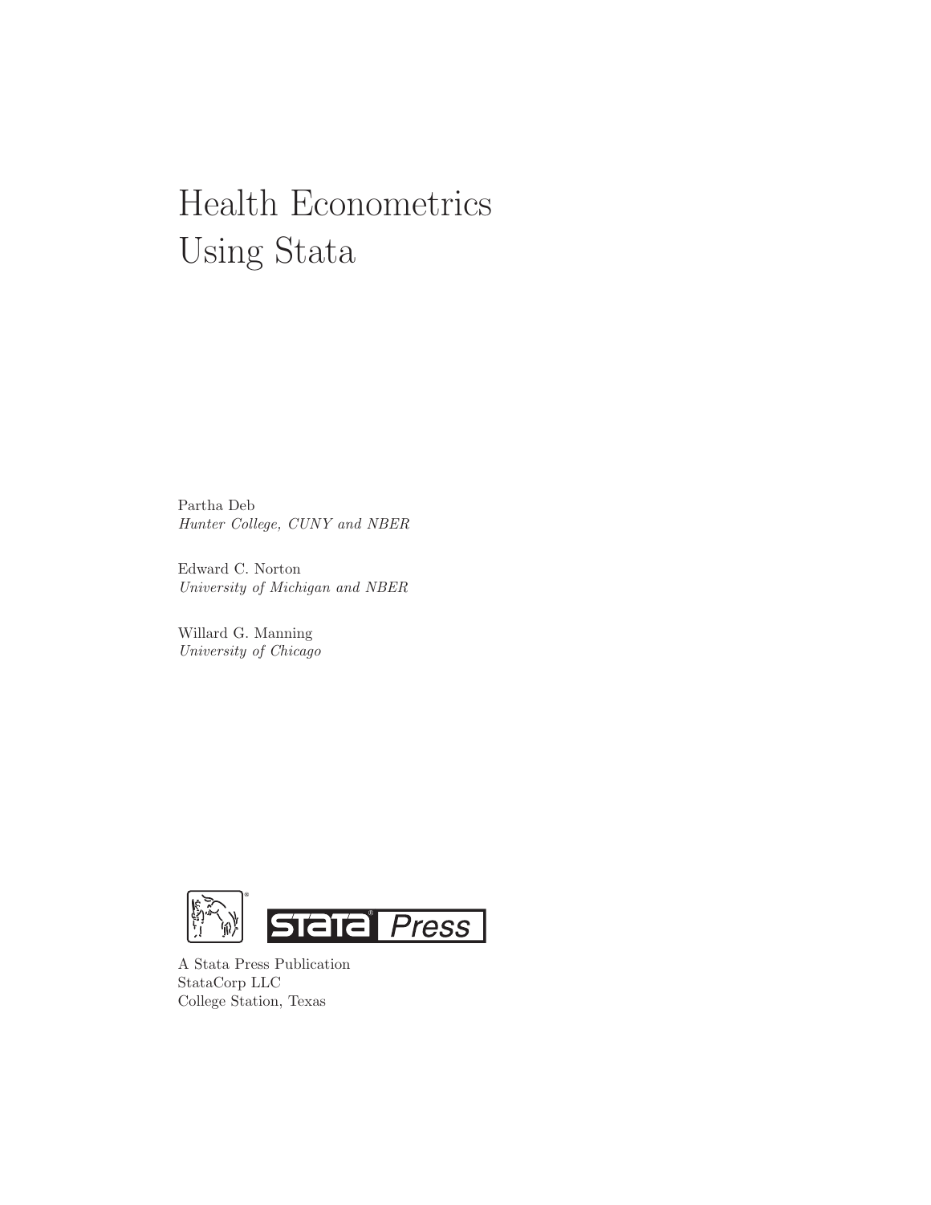# Health Econometrics Using Stata

Partha Deb
*Hunter College, CUNY and NBER*

Edward C. Norton
*University of Michigan and NBER*

Willard G. Manning
*University of Chicago*

A Stata Press Publication
StataCorp LLC
College Station, Texas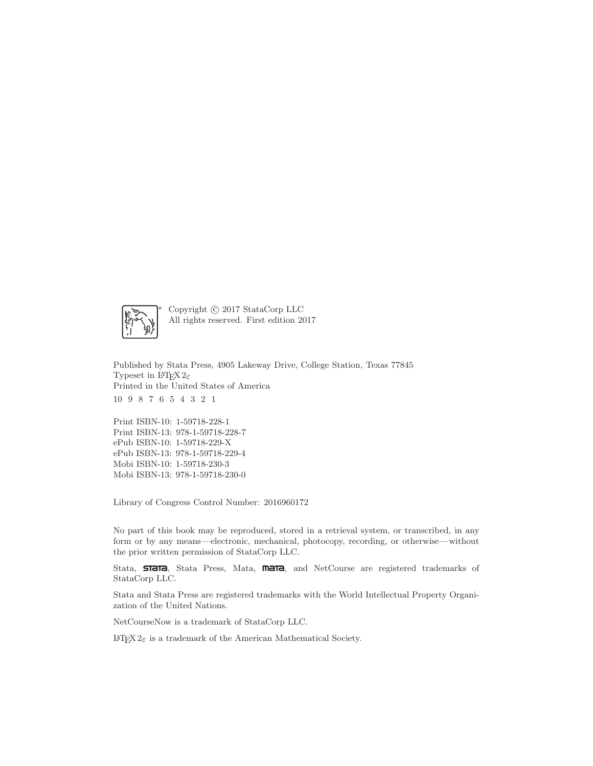Copyright © 2017 StataCorp LLC
All rights reserved. First edition 2017

Published by Stata Press, 4905 Lakeway Drive, College Station, Texas 77845
Typeset in LaTeX $2_\varepsilon$
Printed in the United States of America

10 9 8 7 6 5 4 3 2 1

Print ISBN-10: 1-59718-228-1
Print ISBN-13: 978-1-59718-228-7
ePub ISBN-10: 1-59718-229-X
ePub ISBN-13: 978-1-59718-229-4
Mobi ISBN-10: 1-59718-230-3
Mobi ISBN-13: 978-1-59718-230-0

Library of Congress Control Number: 2016960172

No part of this book may be reproduced, stored in a retrieval system, or transcribed, in any form or by any means—electronic, mechanical, photocopy, recording, or otherwise—without the prior written permission of StataCorp LLC.

Stata, **stata**, Stata Press, Mata, **mata**, and NetCourse are registered trademarks of StataCorp LLC.

Stata and Stata Press are registered trademarks with the World Intellectual Property Organization of the United Nations.

NetCourseNow is a trademark of StataCorp LLC.

LaTeX $2_\varepsilon$ is a trademark of the American Mathematical Society.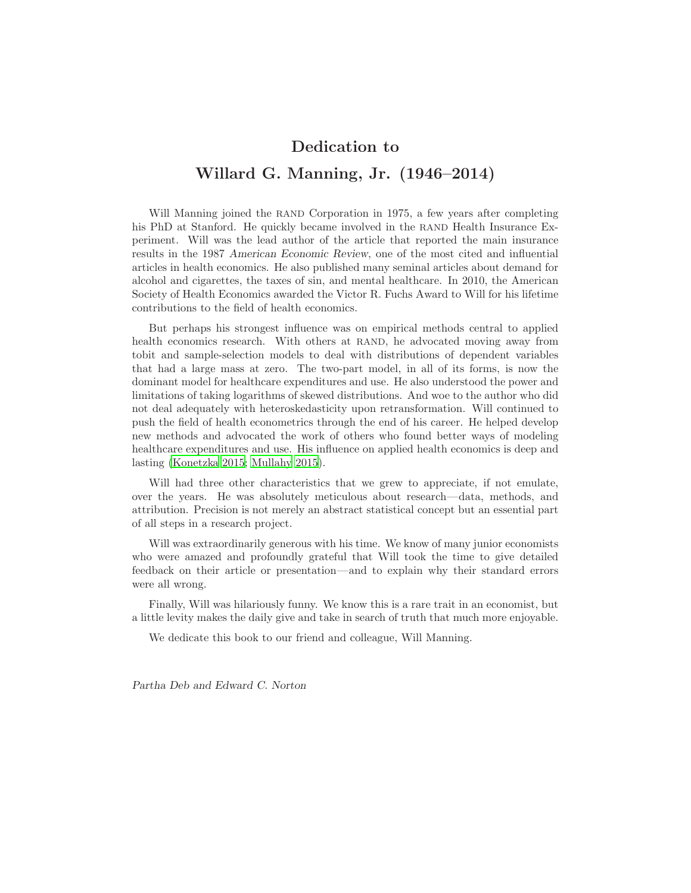# Dedication to

# Willard G. Manning, Jr. (1946–2014)

Will Manning joined the RAND Corporation in 1975, a few years after completing his PhD at Stanford. He quickly became involved in the RAND Health Insurance Experiment. Will was the lead author of the article that reported the main insurance results in the 1987 *American Economic Review*, one of the most cited and influential articles in health economics. He also published many seminal articles about demand for alcohol and cigarettes, the taxes of sin, and mental healthcare. In 2010, the American Society of Health Economics awarded the Victor R. Fuchs Award to Will for his lifetime contributions to the field of health economics.

But perhaps his strongest influence was on empirical methods central to applied health economics research. With others at RAND, he advocated moving away from tobit and sample-selection models to deal with distributions of dependent variables that had a large mass at zero. The two-part model, in all of its forms, is now the dominant model for healthcare expenditures and use. He also understood the power and limitations of taking logarithms of skewed distributions. And woe to the author who did not deal adequately with heteroskedasticity upon retransformation. Will continued to push the field of health econometrics through the end of his career. He helped develop new methods and advocated the work of others who found better ways of modeling healthcare expenditures and use. His influence on applied health economics is deep and lasting (Konetzka 2015; Mullahy 2015).

Will had three other characteristics that we grew to appreciate, if not emulate, over the years. He was absolutely meticulous about research—data, methods, and attribution. Precision is not merely an abstract statistical concept but an essential part of all steps in a research project.

Will was extraordinarily generous with his time. We know of many junior economists who were amazed and profoundly grateful that Will took the time to give detailed feedback on their article or presentation—and to explain why their standard errors were all wrong.

Finally, Will was hilariously funny. We know this is a rare trait in an economist, but a little levity makes the daily give and take in search of truth that much more enjoyable.

We dedicate this book to our friend and colleague, Will Manning.

*Partha Deb and Edward C. Norton*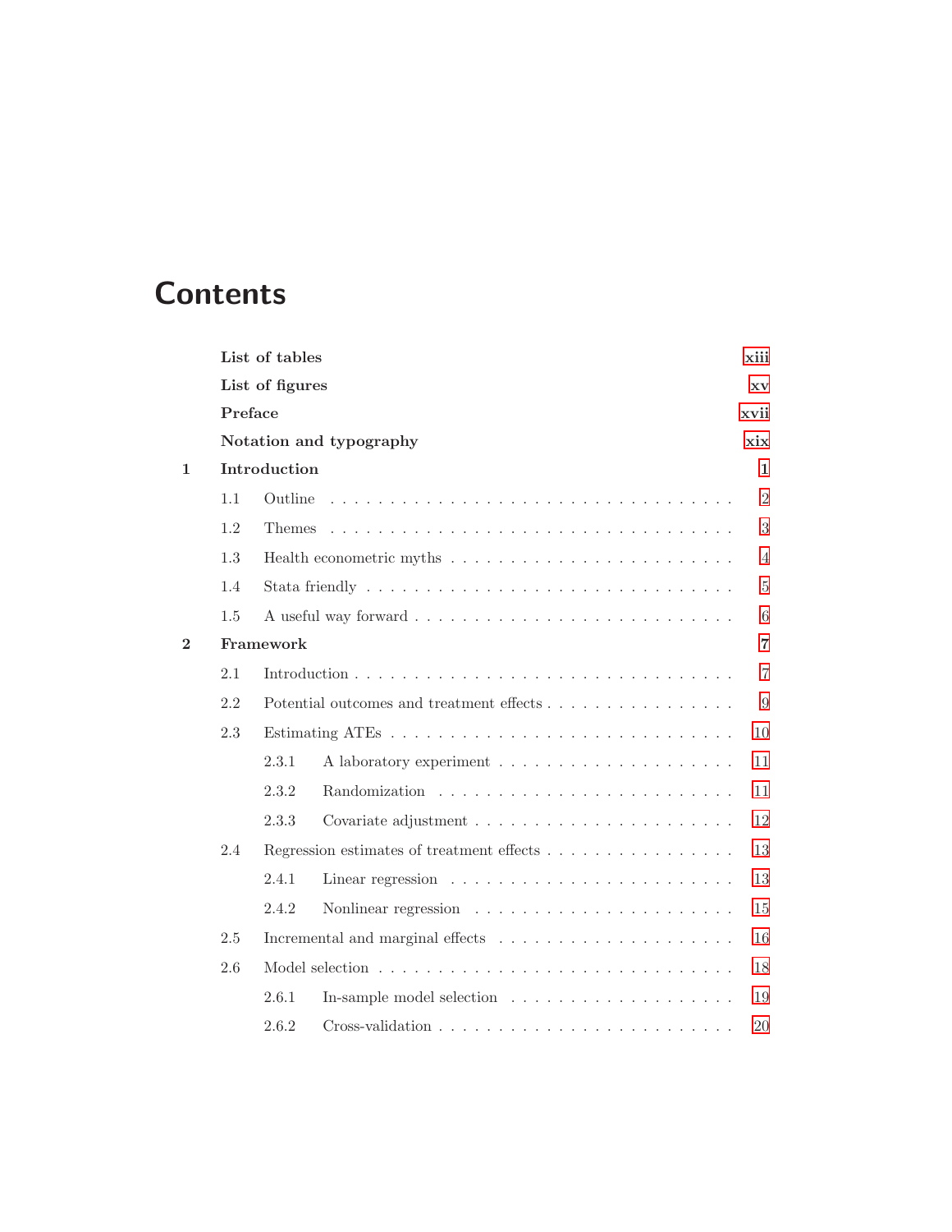# Contents

| | | |
|---|---|---|
| | **List of tables** | **xiii** |
| | **List of figures** | **xv** |
| | **Preface** | **xvii** |
| | **Notation and typography** | **xix** |
| **1** | **Introduction** | **1** |
| | 1.1 Outline | 2 |
| | 1.2 Themes | 3 |
| | 1.3 Health econometric myths | 4 |
| | 1.4 Stata friendly | 5 |
| | 1.5 A useful way forward | 6 |
| **2** | **Framework** | **7** |
| | 2.1 Introduction | 7 |
| | 2.2 Potential outcomes and treatment effects | 9 |
| | 2.3 Estimating ATEs | 10 |
| | 2.3.1 A laboratory experiment | 11 |
| | 2.3.2 Randomization | 11 |
| | 2.3.3 Covariate adjustment | 12 |
| | 2.4 Regression estimates of treatment effects | 13 |
| | 2.4.1 Linear regression | 13 |
| | 2.4.2 Nonlinear regression | 15 |
| | 2.5 Incremental and marginal effects | 16 |
| | 2.6 Model selection | 18 |
| | 2.6.1 In-sample model selection | 19 |
| | 2.6.2 Cross-validation | 20 |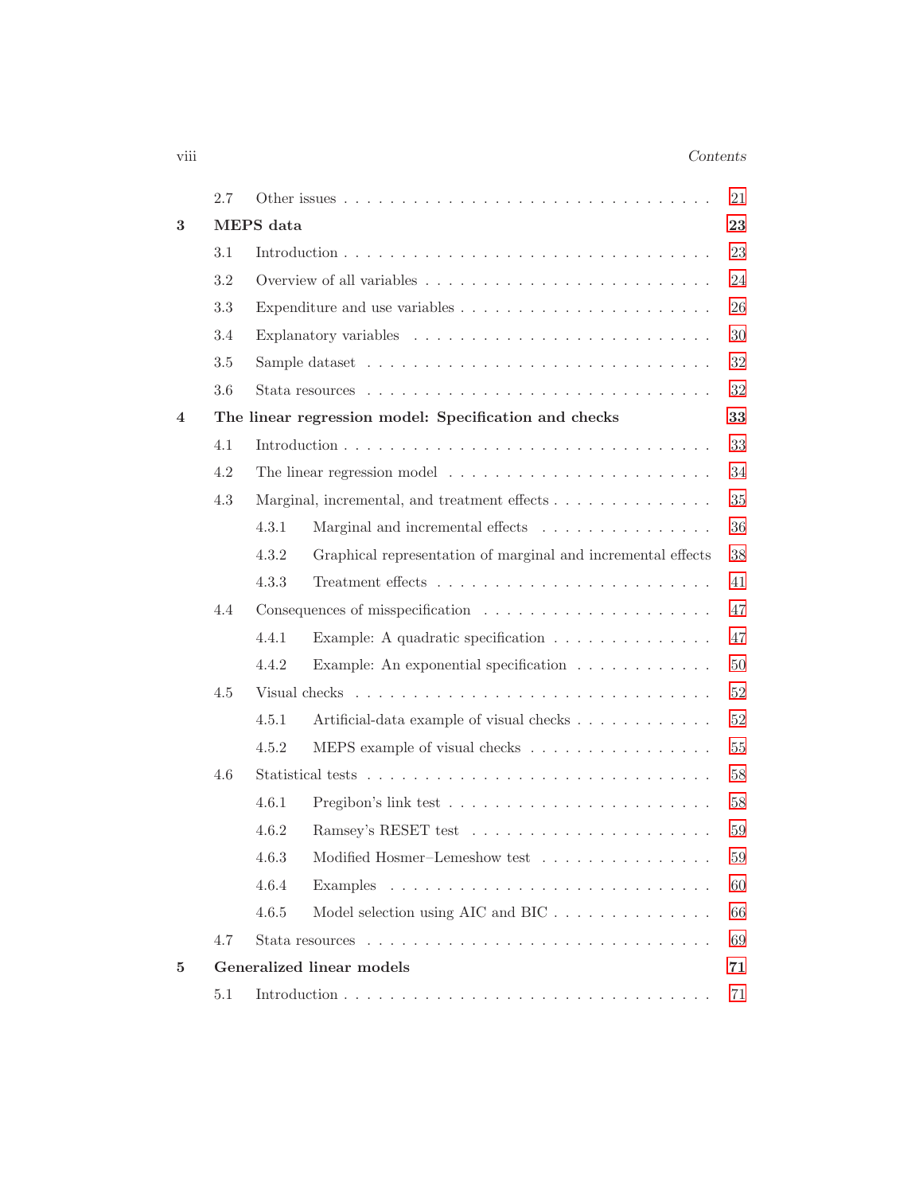2.7 Other issues . . . . . . . . . . . . . . . . . . . . . . . . . . . . . . . . 21

**3 MEPS data** **23**

3.1 Introduction . . . . . . . . . . . . . . . . . . . . . . . . . . . . . . . . 23

3.2 Overview of all variables . . . . . . . . . . . . . . . . . . . . . . . . . 24

3.3 Expenditure and use variables . . . . . . . . . . . . . . . . . . . . . . 26

3.4 Explanatory variables . . . . . . . . . . . . . . . . . . . . . . . . . . 30

3.5 Sample dataset . . . . . . . . . . . . . . . . . . . . . . . . . . . . . . 32

3.6 Stata resources . . . . . . . . . . . . . . . . . . . . . . . . . . . . . . 32

**4 The linear regression model: Specification and checks** **33**

4.1 Introduction . . . . . . . . . . . . . . . . . . . . . . . . . . . . . . . . 33

4.2 The linear regression model . . . . . . . . . . . . . . . . . . . . . . . 34

4.3 Marginal, incremental, and treatment effects . . . . . . . . . . . . . . 35

4.3.1 Marginal and incremental effects . . . . . . . . . . . . . . . . 36

4.3.2 Graphical representation of marginal and incremental effects 38

4.3.3 Treatment effects . . . . . . . . . . . . . . . . . . . . . . . . 41

4.4 Consequences of misspecification . . . . . . . . . . . . . . . . . . . . 47

4.4.1 Example: A quadratic specification . . . . . . . . . . . . . . 47

4.4.2 Example: An exponential specification . . . . . . . . . . . . 50

4.5 Visual checks . . . . . . . . . . . . . . . . . . . . . . . . . . . . . . . 52

4.5.1 Artificial-data example of visual checks . . . . . . . . . . . . 52

4.5.2 MEPS example of visual checks . . . . . . . . . . . . . . . . 55

4.6 Statistical tests . . . . . . . . . . . . . . . . . . . . . . . . . . . . . . 58

4.6.1 Pregibon's link test . . . . . . . . . . . . . . . . . . . . . . . 58

4.6.2 Ramsey's RESET test . . . . . . . . . . . . . . . . . . . . . 59

4.6.3 Modified Hosmer–Lemeshow test . . . . . . . . . . . . . . . 59

4.6.4 Examples . . . . . . . . . . . . . . . . . . . . . . . . . . . . . 60

4.6.5 Model selection using AIC and BIC . . . . . . . . . . . . . . 66

4.7 Stata resources . . . . . . . . . . . . . . . . . . . . . . . . . . . . . . 69

**5 Generalized linear models** **71**

5.1 Introduction . . . . . . . . . . . . . . . . . . . . . . . . . . . . . . . . 71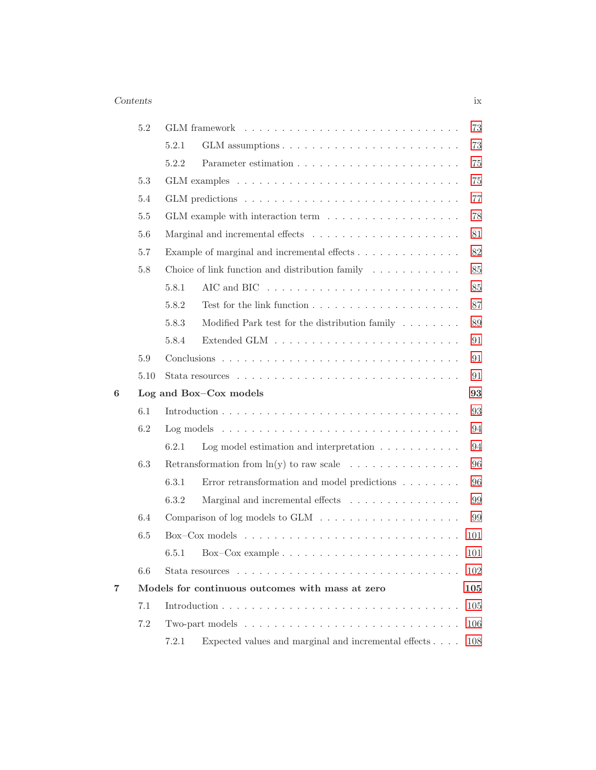| | | | |
|---|---|---|---|
| | 5.2 | GLM framework | 73 |
| | | 5.2.1 GLM assumptions | 73 |
| | | 5.2.2 Parameter estimation | 75 |
| | 5.3 | GLM examples | 75 |
| | 5.4 | GLM predictions | 77 |
| | 5.5 | GLM example with interaction term | 78 |
| | 5.6 | Marginal and incremental effects | 81 |
| | 5.7 | Example of marginal and incremental effects | 82 |
| | 5.8 | Choice of link function and distribution family | 85 |
| | | 5.8.1 AIC and BIC | 85 |
| | | 5.8.2 Test for the link function | 87 |
| | | 5.8.3 Modified Park test for the distribution family | 89 |
| | | 5.8.4 Extended GLM | 91 |
| | 5.9 | Conclusions | 91 |
| | 5.10 | Stata resources | 91 |
| **6** | **Log and Box–Cox models** | | **93** |
| | 6.1 | Introduction | 93 |
| | 6.2 | Log models | 94 |
| | | 6.2.1 Log model estimation and interpretation | 94 |
| | 6.3 | Retransformation from ln(y) to raw scale | 96 |
| | | 6.3.1 Error retransformation and model predictions | 96 |
| | | 6.3.2 Marginal and incremental effects | 99 |
| | 6.4 | Comparison of log models to GLM | 99 |
| | 6.5 | Box–Cox models | 101 |
| | | 6.5.1 Box–Cox example | 101 |
| | 6.6 | Stata resources | 102 |
| **7** | **Models for continuous outcomes with mass at zero** | | **105** |
| | 7.1 | Introduction | 105 |
| | 7.2 | Two-part models | 106 |
| | | 7.2.1 Expected values and marginal and incremental effects | 108 |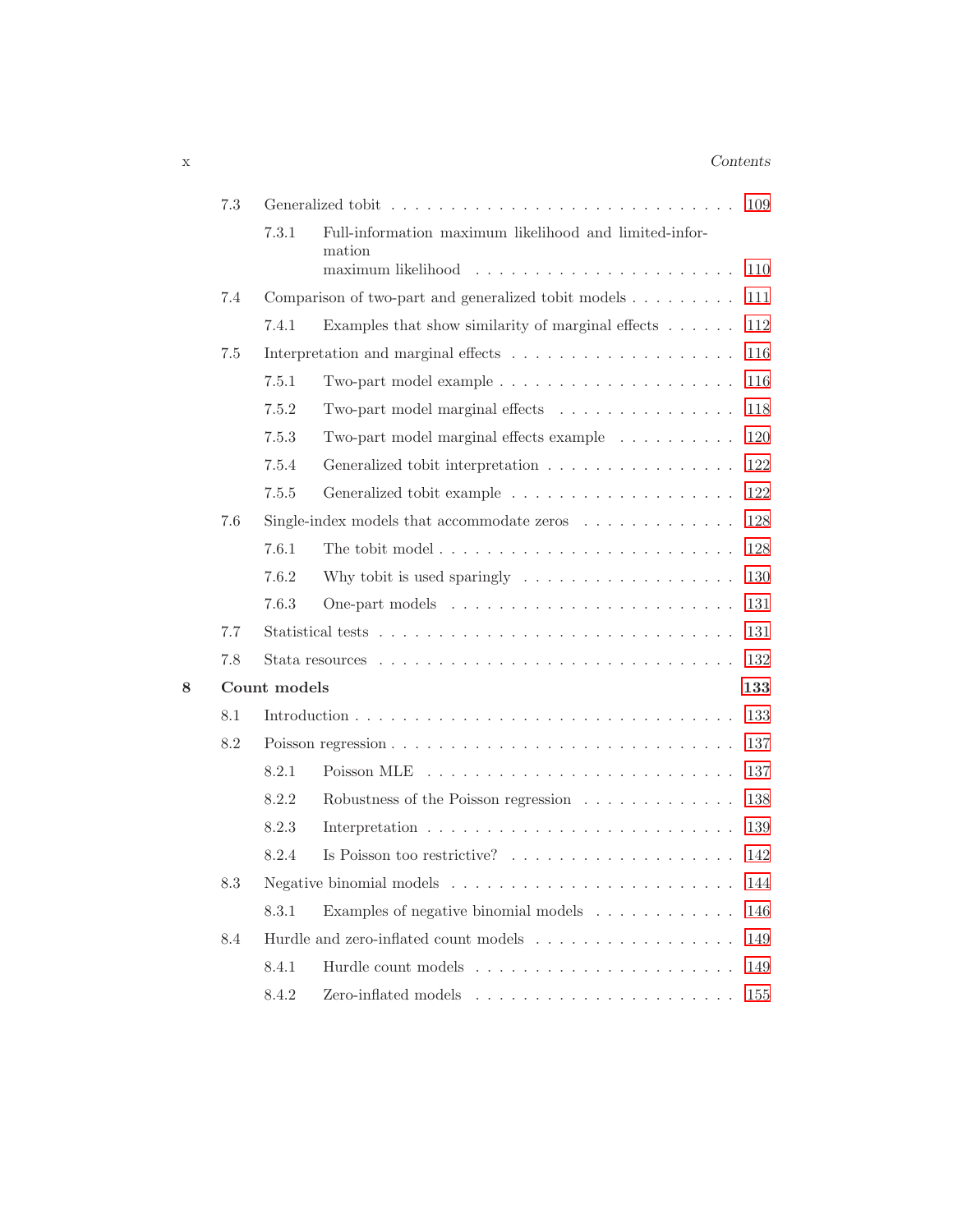7.3 Generalized tobit . . . . . . . . . . . . . . . . . . . . . . . . . . . . 109

7.3.1 Full-information maximum likelihood and limited-information maximum likelihood . . . . . . . . . . . . . . . . . . . . . 110

7.4 Comparison of two-part and generalized tobit models . . . . . . . . . 111

7.4.1 Examples that show similarity of marginal effects . . . . . . 112

7.5 Interpretation and marginal effects . . . . . . . . . . . . . . . . . . . 116

7.5.1 Two-part model example . . . . . . . . . . . . . . . . . . . 116

7.5.2 Two-part model marginal effects . . . . . . . . . . . . . . . 118

7.5.3 Two-part model marginal effects example . . . . . . . . . . 120

7.5.4 Generalized tobit interpretation . . . . . . . . . . . . . . . . 122

7.5.5 Generalized tobit example . . . . . . . . . . . . . . . . . . . 122

7.6 Single-index models that accommodate zeros . . . . . . . . . . . . . 128

7.6.1 The tobit model . . . . . . . . . . . . . . . . . . . . . . . . 128

7.6.2 Why tobit is used sparingly . . . . . . . . . . . . . . . . . . 130

7.6.3 One-part models . . . . . . . . . . . . . . . . . . . . . . . . 131

7.7 Statistical tests . . . . . . . . . . . . . . . . . . . . . . . . . . . . . 131

7.8 Stata resources . . . . . . . . . . . . . . . . . . . . . . . . . . . . . 132

**8 Count models** **133**

8.1 Introduction . . . . . . . . . . . . . . . . . . . . . . . . . . . . . . 133

8.2 Poisson regression . . . . . . . . . . . . . . . . . . . . . . . . . . . . 137

8.2.1 Poisson MLE . . . . . . . . . . . . . . . . . . . . . . . . . . 137

8.2.2 Robustness of the Poisson regression . . . . . . . . . . . . . 138

8.2.3 Interpretation . . . . . . . . . . . . . . . . . . . . . . . . . . 139

8.2.4 Is Poisson too restrictive? . . . . . . . . . . . . . . . . . . . 142

8.3 Negative binomial models . . . . . . . . . . . . . . . . . . . . . . . . 144

8.3.1 Examples of negative binomial models . . . . . . . . . . . . 146

8.4 Hurdle and zero-inflated count models . . . . . . . . . . . . . . . . . 149

8.4.1 Hurdle count models . . . . . . . . . . . . . . . . . . . . . . 149

8.4.2 Zero-inflated models . . . . . . . . . . . . . . . . . . . . . . 155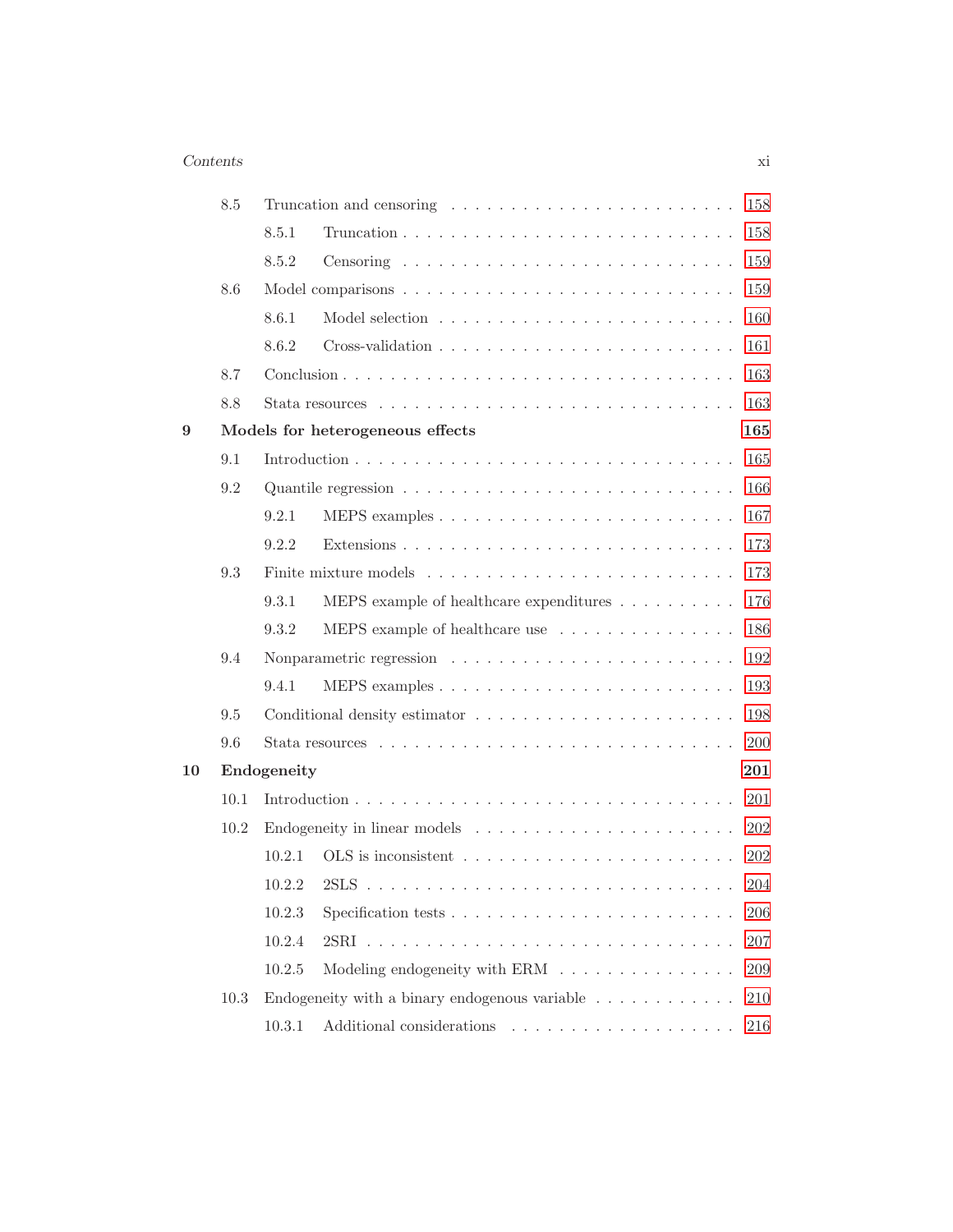8.5 Truncation and censoring . . . . . . . . . . . . . . . . . . . . . . . . . 158

8.5.1 Truncation . . . . . . . . . . . . . . . . . . . . . . . . . . . 158

8.5.2 Censoring . . . . . . . . . . . . . . . . . . . . . . . . . . . 159

8.6 Model comparisons . . . . . . . . . . . . . . . . . . . . . . . . . . . 159

8.6.1 Model selection . . . . . . . . . . . . . . . . . . . . . . . . 160

8.6.2 Cross-validation . . . . . . . . . . . . . . . . . . . . . . . . 161

8.7 Conclusion . . . . . . . . . . . . . . . . . . . . . . . . . . . . . . . 163

8.8 Stata resources . . . . . . . . . . . . . . . . . . . . . . . . . . . . . 163

**9 Models for heterogeneous effects** **165**

9.1 Introduction . . . . . . . . . . . . . . . . . . . . . . . . . . . . . . 165

9.2 Quantile regression . . . . . . . . . . . . . . . . . . . . . . . . . . . 166

9.2.1 MEPS examples . . . . . . . . . . . . . . . . . . . . . . . . 167

9.2.2 Extensions . . . . . . . . . . . . . . . . . . . . . . . . . . . 173

9.3 Finite mixture models . . . . . . . . . . . . . . . . . . . . . . . . . 173

9.3.1 MEPS example of healthcare expenditures . . . . . . . . . . 176

9.3.2 MEPS example of healthcare use . . . . . . . . . . . . . . . 186

9.4 Nonparametric regression . . . . . . . . . . . . . . . . . . . . . . . 192

9.4.1 MEPS examples . . . . . . . . . . . . . . . . . . . . . . . . 193

9.5 Conditional density estimator . . . . . . . . . . . . . . . . . . . . . 198

9.6 Stata resources . . . . . . . . . . . . . . . . . . . . . . . . . . . . . 200

**10 Endogeneity** **201**

10.1 Introduction . . . . . . . . . . . . . . . . . . . . . . . . . . . . . . 201

10.2 Endogeneity in linear models . . . . . . . . . . . . . . . . . . . . . 202

10.2.1 OLS is inconsistent . . . . . . . . . . . . . . . . . . . . . . 202

10.2.2 2SLS . . . . . . . . . . . . . . . . . . . . . . . . . . . . . . 204

10.2.3 Specification tests . . . . . . . . . . . . . . . . . . . . . . . 206

10.2.4 2SRI . . . . . . . . . . . . . . . . . . . . . . . . . . . . . . 207

10.2.5 Modeling endogeneity with ERM . . . . . . . . . . . . . . . 209

10.3 Endogeneity with a binary endogenous variable . . . . . . . . . . . 210

10.3.1 Additional considerations . . . . . . . . . . . . . . . . . . . 216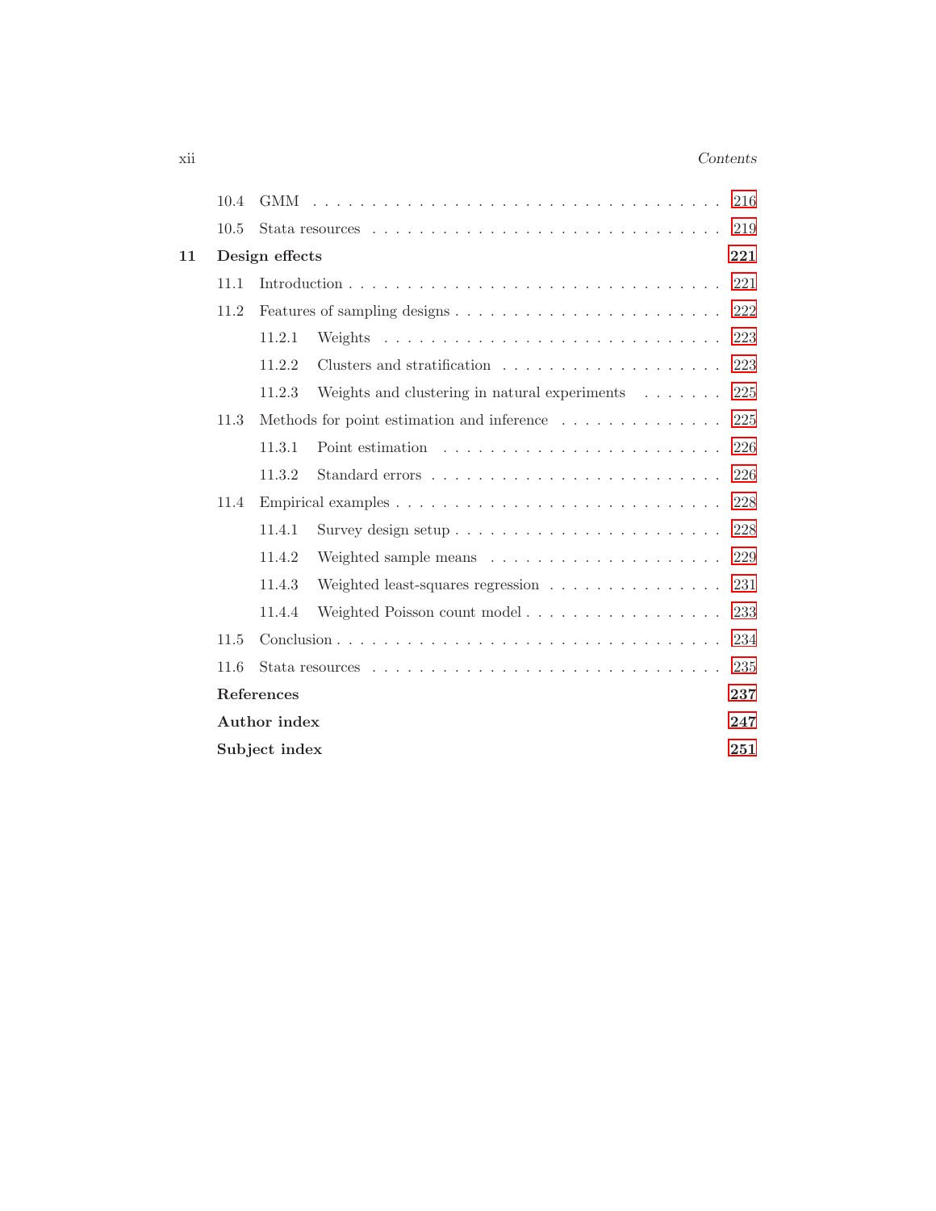- 10.4 GMM . . . . . . . . . . . . . . . . . . . . . . . . . . . . . . . . . . 216
- 10.5 Stata resources . . . . . . . . . . . . . . . . . . . . . . . . . . . . 219

**11 Design effects** **221**

- 11.1 Introduction . . . . . . . . . . . . . . . . . . . . . . . . . . . . . . 221
- 11.2 Features of sampling designs . . . . . . . . . . . . . . . . . . . . . 222
  - 11.2.1 Weights . . . . . . . . . . . . . . . . . . . . . . . . . . . . 223
  - 11.2.2 Clusters and stratification . . . . . . . . . . . . . . . . . . 223
  - 11.2.3 Weights and clustering in natural experiments . . . . . . . 225
- 11.3 Methods for point estimation and inference . . . . . . . . . . . . . 225
  - 11.3.1 Point estimation . . . . . . . . . . . . . . . . . . . . . . . 226
  - 11.3.2 Standard errors . . . . . . . . . . . . . . . . . . . . . . . . 226
- 11.4 Empirical examples . . . . . . . . . . . . . . . . . . . . . . . . . . 228
  - 11.4.1 Survey design setup . . . . . . . . . . . . . . . . . . . . . . 228
  - 11.4.2 Weighted sample means . . . . . . . . . . . . . . . . . . . . 229
  - 11.4.3 Weighted least-squares regression . . . . . . . . . . . . . . 231
  - 11.4.4 Weighted Poisson count model . . . . . . . . . . . . . . . . 233
- 11.5 Conclusion . . . . . . . . . . . . . . . . . . . . . . . . . . . . . . . 234
- 11.6 Stata resources . . . . . . . . . . . . . . . . . . . . . . . . . . . . 235

**References** **237**

**Author index** **247**

**Subject index** **251**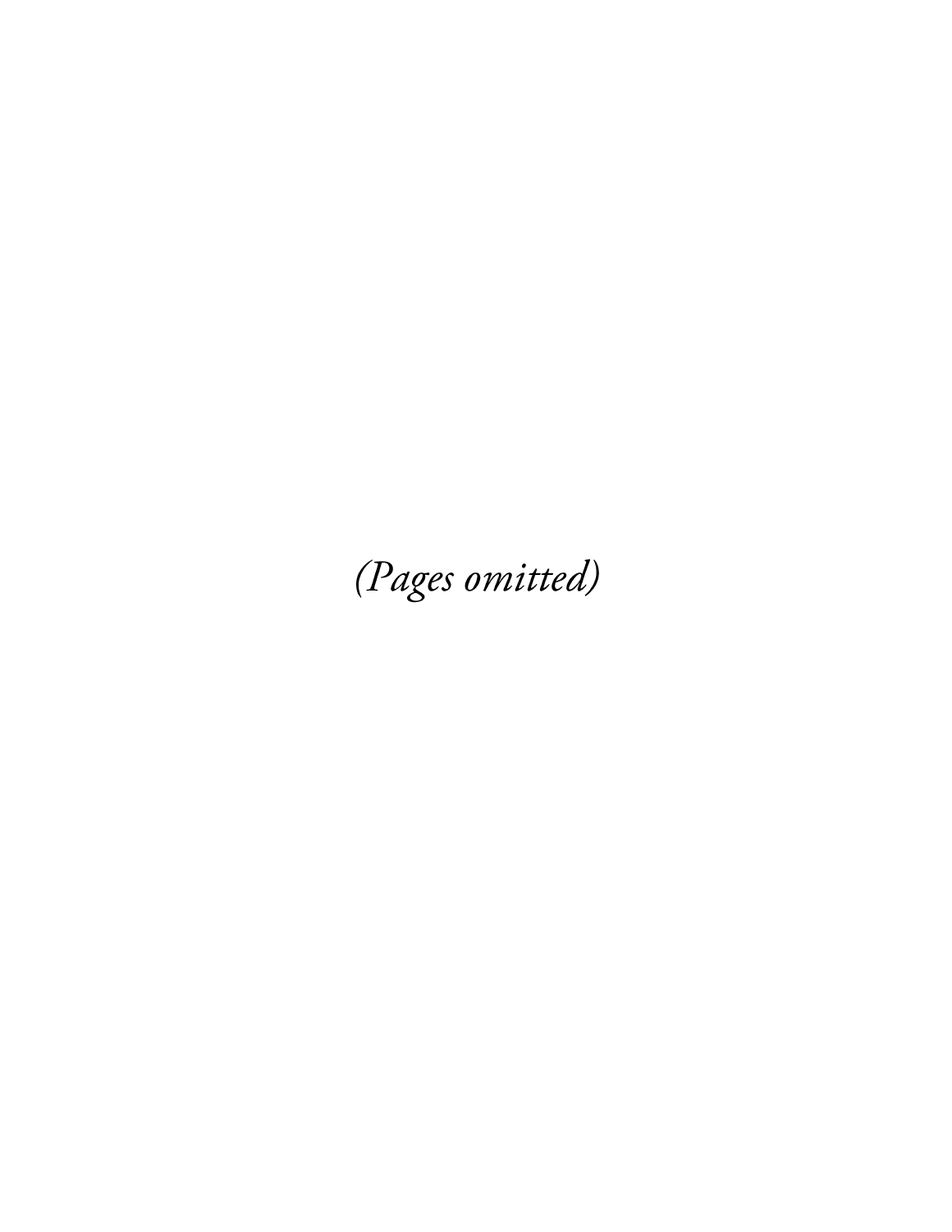*(Pages omitted)*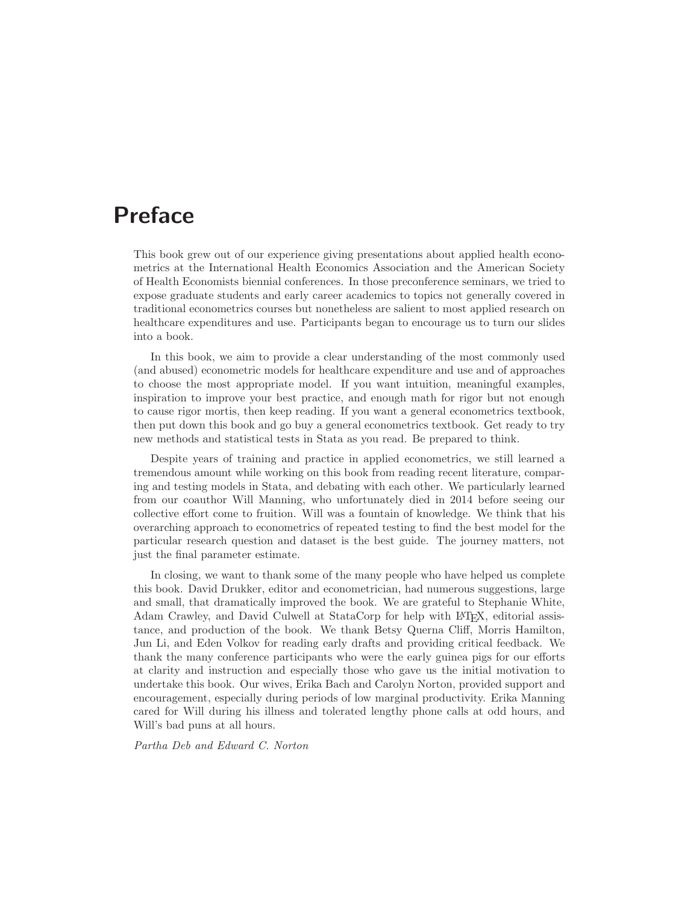# Preface

This book grew out of our experience giving presentations about applied health econometrics at the International Health Economics Association and the American Society of Health Economists biennial conferences. In those preconference seminars, we tried to expose graduate students and early career academics to topics not generally covered in traditional econometrics courses but nonetheless are salient to most applied research on healthcare expenditures and use. Participants began to encourage us to turn our slides into a book.

In this book, we aim to provide a clear understanding of the most commonly used (and abused) econometric models for healthcare expenditure and use and of approaches to choose the most appropriate model. If you want intuition, meaningful examples, inspiration to improve your best practice, and enough math for rigor but not enough to cause rigor mortis, then keep reading. If you want a general econometrics textbook, then put down this book and go buy a general econometrics textbook. Get ready to try new methods and statistical tests in Stata as you read. Be prepared to think.

Despite years of training and practice in applied econometrics, we still learned a tremendous amount while working on this book from reading recent literature, comparing and testing models in Stata, and debating with each other. We particularly learned from our coauthor Will Manning, who unfortunately died in 2014 before seeing our collective effort come to fruition. Will was a fountain of knowledge. We think that his overarching approach to econometrics of repeated testing to find the best model for the particular research question and dataset is the best guide. The journey matters, not just the final parameter estimate.

In closing, we want to thank some of the many people who have helped us complete this book. David Drukker, editor and econometrician, had numerous suggestions, large and small, that dramatically improved the book. We are grateful to Stephanie White, Adam Crawley, and David Culwell at StataCorp for help with LaTeX, editorial assistance, and production of the book. We thank Betsy Querna Cliff, Morris Hamilton, Jun Li, and Eden Volkov for reading early drafts and providing critical feedback. We thank the many conference participants who were the early guinea pigs for our efforts at clarity and instruction and especially those who gave us the initial motivation to undertake this book. Our wives, Erika Bach and Carolyn Norton, provided support and encouragement, especially during periods of low marginal productivity. Erika Manning cared for Will during his illness and tolerated lengthy phone calls at odd hours, and Will's bad puns at all hours.

*Partha Deb and Edward C. Norton*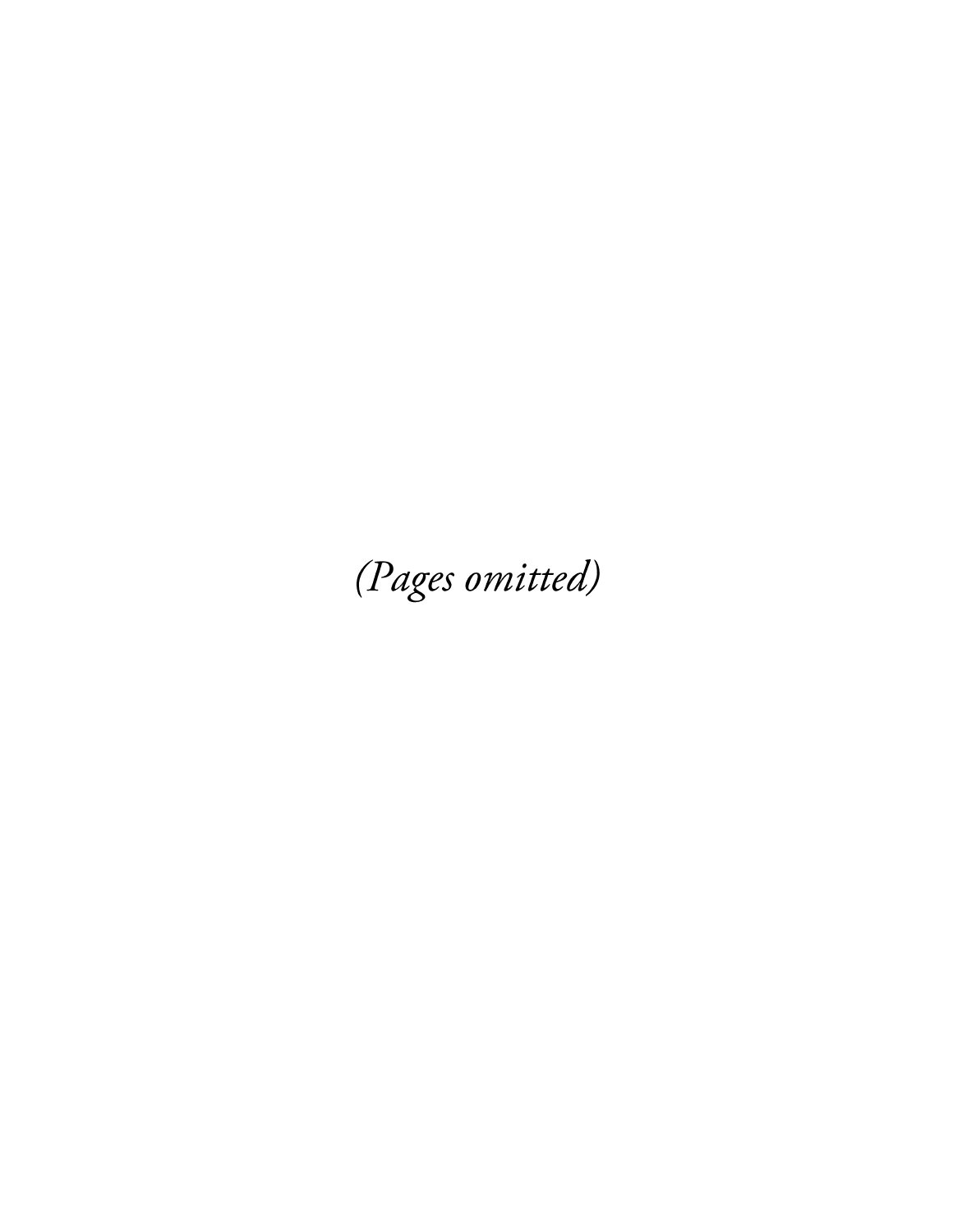*(Pages omitted)*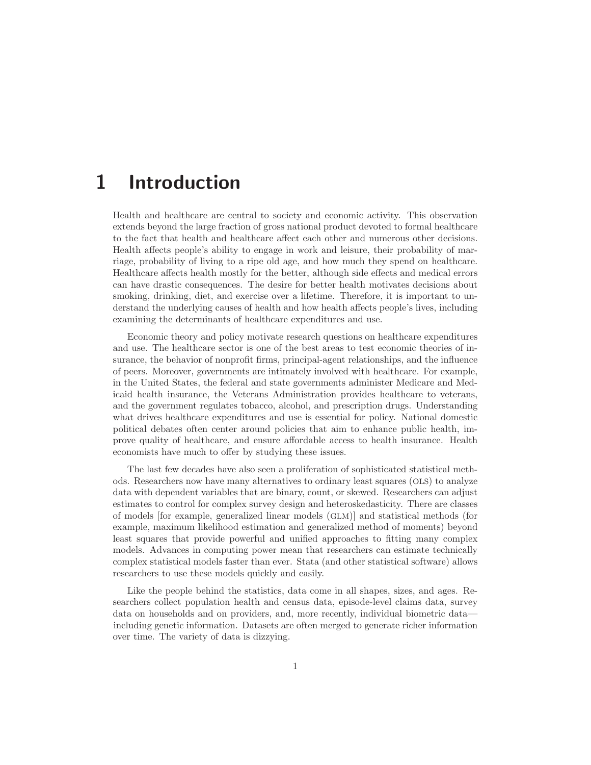# 1 Introduction

Health and healthcare are central to society and economic activity. This observation extends beyond the large fraction of gross national product devoted to formal healthcare to the fact that health and healthcare affect each other and numerous other decisions. Health affects people's ability to engage in work and leisure, their probability of marriage, probability of living to a ripe old age, and how much they spend on healthcare. Healthcare affects health mostly for the better, although side effects and medical errors can have drastic consequences. The desire for better health motivates decisions about smoking, drinking, diet, and exercise over a lifetime. Therefore, it is important to understand the underlying causes of health and how health affects people's lives, including examining the determinants of healthcare expenditures and use.

Economic theory and policy motivate research questions on healthcare expenditures and use. The healthcare sector is one of the best areas to test economic theories of insurance, the behavior of nonprofit firms, principal-agent relationships, and the influence of peers. Moreover, governments are intimately involved with healthcare. For example, in the United States, the federal and state governments administer Medicare and Medicaid health insurance, the Veterans Administration provides healthcare to veterans, and the government regulates tobacco, alcohol, and prescription drugs. Understanding what drives healthcare expenditures and use is essential for policy. National domestic political debates often center around policies that aim to enhance public health, improve quality of healthcare, and ensure affordable access to health insurance. Health economists have much to offer by studying these issues.

The last few decades have also seen a proliferation of sophisticated statistical methods. Researchers now have many alternatives to ordinary least squares (OLS) to analyze data with dependent variables that are binary, count, or skewed. Researchers can adjust estimates to control for complex survey design and heteroskedasticity. There are classes of models [for example, generalized linear models (GLM)] and statistical methods (for example, maximum likelihood estimation and generalized method of moments) beyond least squares that provide powerful and unified approaches to fitting many complex models. Advances in computing power mean that researchers can estimate technically complex statistical models faster than ever. Stata (and other statistical software) allows researchers to use these models quickly and easily.

Like the people behind the statistics, data come in all shapes, sizes, and ages. Researchers collect population health and census data, episode-level claims data, survey data on households and on providers, and, more recently, individual biometric data—including genetic information. Datasets are often merged to generate richer information over time. The variety of data is dizzying.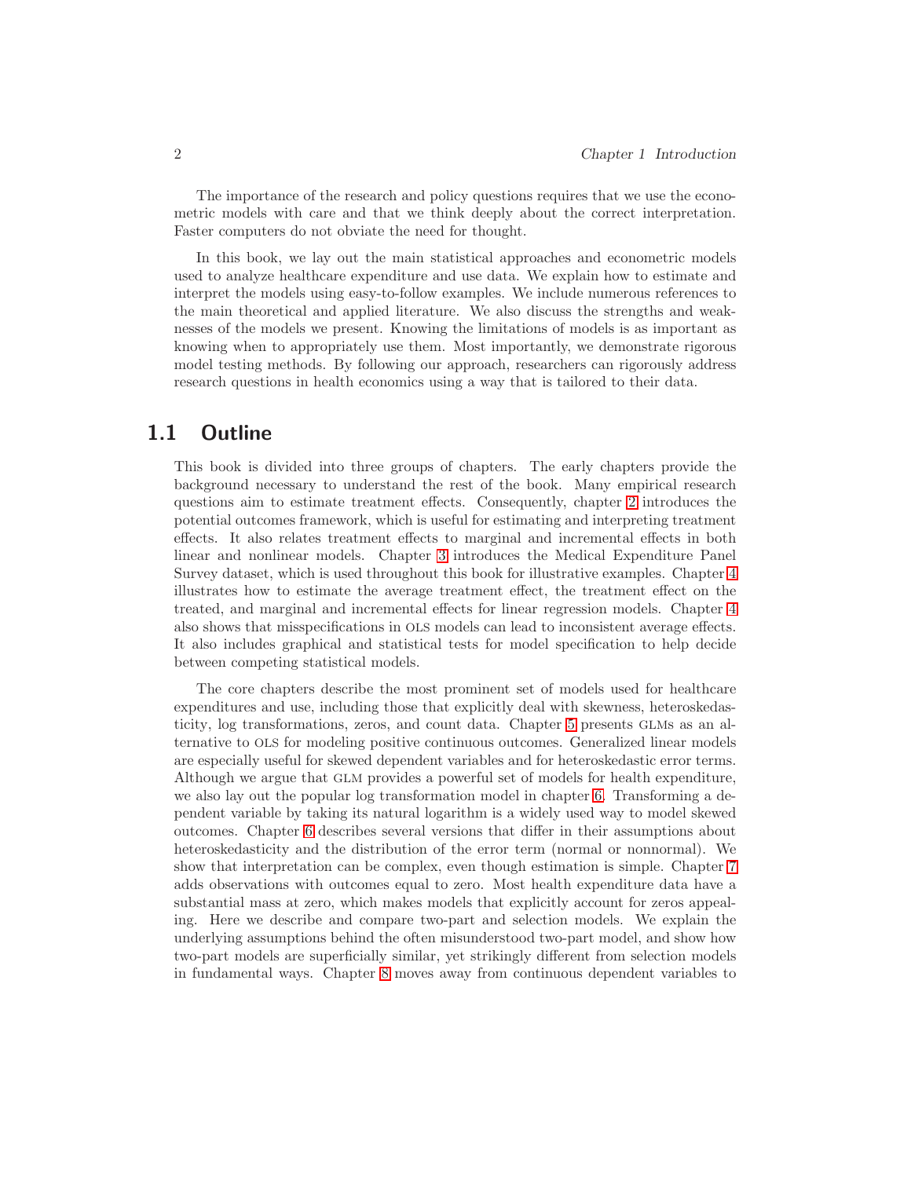The importance of the research and policy questions requires that we use the econometric models with care and that we think deeply about the correct interpretation. Faster computers do not obviate the need for thought.

In this book, we lay out the main statistical approaches and econometric models used to analyze healthcare expenditure and use data. We explain how to estimate and interpret the models using easy-to-follow examples. We include numerous references to the main theoretical and applied literature. We also discuss the strengths and weaknesses of the models we present. Knowing the limitations of models is as important as knowing when to appropriately use them. Most importantly, we demonstrate rigorous model testing methods. By following our approach, researchers can rigorously address research questions in health economics using a way that is tailored to their data.

## 1.1 Outline

This book is divided into three groups of chapters. The early chapters provide the background necessary to understand the rest of the book. Many empirical research questions aim to estimate treatment effects. Consequently, chapter 2 introduces the potential outcomes framework, which is useful for estimating and interpreting treatment effects. It also relates treatment effects to marginal and incremental effects in both linear and nonlinear models. Chapter 3 introduces the Medical Expenditure Panel Survey dataset, which is used throughout this book for illustrative examples. Chapter 4 illustrates how to estimate the average treatment effect, the treatment effect on the treated, and marginal and incremental effects for linear regression models. Chapter 4 also shows that misspecifications in OLS models can lead to inconsistent average effects. It also includes graphical and statistical tests for model specification to help decide between competing statistical models.

The core chapters describe the most prominent set of models used for healthcare expenditures and use, including those that explicitly deal with skewness, heteroskedasticity, log transformations, zeros, and count data. Chapter 5 presents GLMs as an alternative to OLS for modeling positive continuous outcomes. Generalized linear models are especially useful for skewed dependent variables and for heteroskedastic error terms. Although we argue that GLM provides a powerful set of models for health expenditure, we also lay out the popular log transformation model in chapter 6. Transforming a dependent variable by taking its natural logarithm is a widely used way to model skewed outcomes. Chapter 6 describes several versions that differ in their assumptions about heteroskedasticity and the distribution of the error term (normal or nonnormal). We show that interpretation can be complex, even though estimation is simple. Chapter 7 adds observations with outcomes equal to zero. Most health expenditure data have a substantial mass at zero, which makes models that explicitly account for zeros appealing. Here we describe and compare two-part and selection models. We explain the underlying assumptions behind the often misunderstood two-part model, and show how two-part models are superficially similar, yet strikingly different from selection models in fundamental ways. Chapter 8 moves away from continuous dependent variables to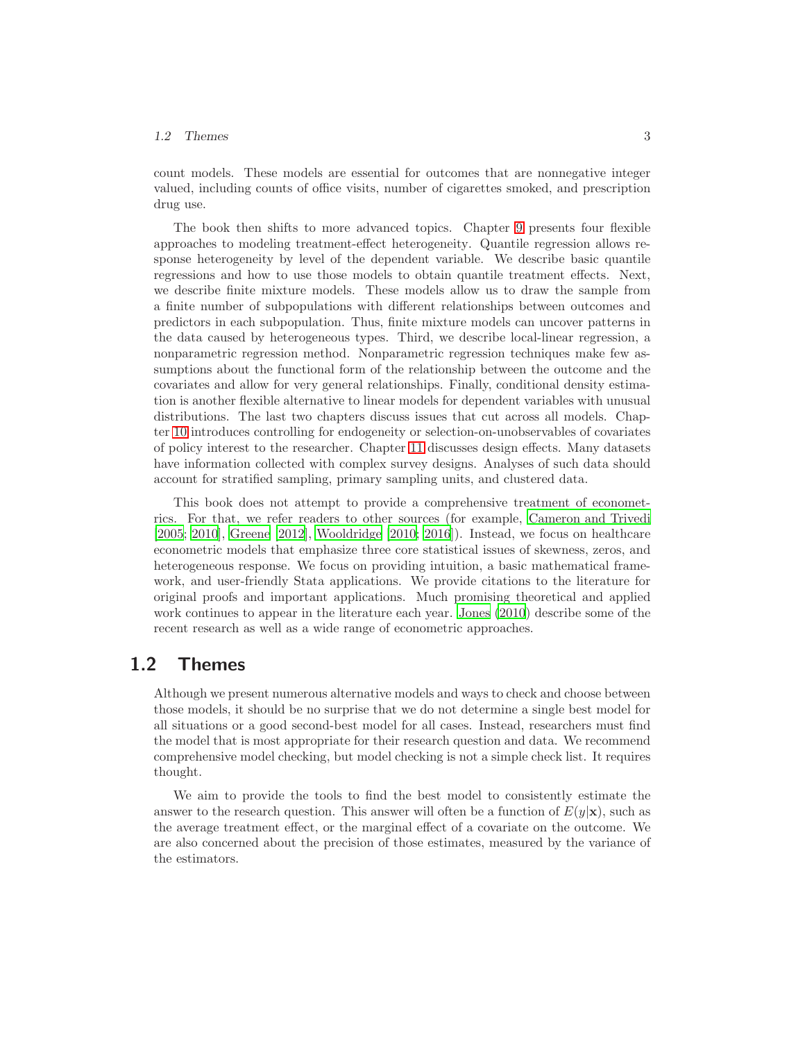count models. These models are essential for outcomes that are nonnegative integer valued, including counts of office visits, number of cigarettes smoked, and prescription drug use.

The book then shifts to more advanced topics. Chapter 9 presents four flexible approaches to modeling treatment-effect heterogeneity. Quantile regression allows response heterogeneity by level of the dependent variable. We describe basic quantile regressions and how to use those models to obtain quantile treatment effects. Next, we describe finite mixture models. These models allow us to draw the sample from a finite number of subpopulations with different relationships between outcomes and predictors in each subpopulation. Thus, finite mixture models can uncover patterns in the data caused by heterogeneous types. Third, we describe local-linear regression, a nonparametric regression method. Nonparametric regression techniques make few assumptions about the functional form of the relationship between the outcome and the covariates and allow for very general relationships. Finally, conditional density estimation is another flexible alternative to linear models for dependent variables with unusual distributions. The last two chapters discuss issues that cut across all models. Chapter 10 introduces controlling for endogeneity or selection-on-unobservables of covariates of policy interest to the researcher. Chapter 11 discusses design effects. Many datasets have information collected with complex survey designs. Analyses of such data should account for stratified sampling, primary sampling units, and clustered data.

This book does not attempt to provide a comprehensive treatment of econometrics. For that, we refer readers to other sources (for example, Cameron and Trivedi [2005; 2010], Greene [2012], Wooldridge [2010; 2016]). Instead, we focus on healthcare econometric models that emphasize three core statistical issues of skewness, zeros, and heterogeneous response. We focus on providing intuition, a basic mathematical framework, and user-friendly Stata applications. We provide citations to the literature for original proofs and important applications. Much promising theoretical and applied work continues to appear in the literature each year. Jones (2010) describe some of the recent research as well as a wide range of econometric approaches.

## 1.2 Themes

Although we present numerous alternative models and ways to check and choose between those models, it should be no surprise that we do not determine a single best model for all situations or a good second-best model for all cases. Instead, researchers must find the model that is most appropriate for their research question and data. We recommend comprehensive model checking, but model checking is not a simple check list. It requires thought.

We aim to provide the tools to find the best model to consistently estimate the answer to the research question. This answer will often be a function of $E(y|\mathbf{x})$, such as the average treatment effect, or the marginal effect of a covariate on the outcome. We are also concerned about the precision of those estimates, measured by the variance of the estimators.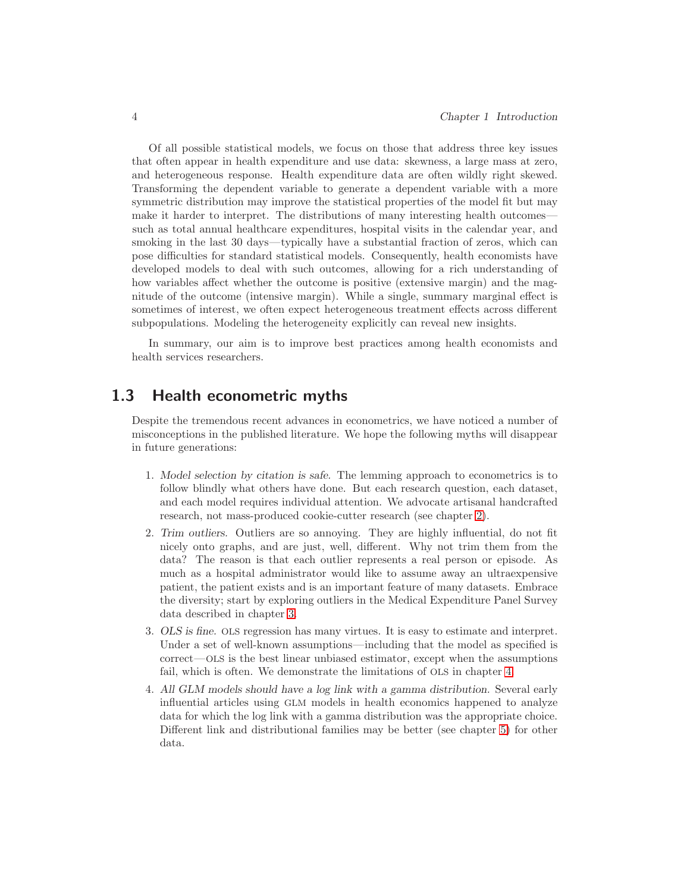Of all possible statistical models, we focus on those that address three key issues that often appear in health expenditure and use data: skewness, a large mass at zero, and heterogeneous response. Health expenditure data are often wildly right skewed. Transforming the dependent variable to generate a dependent variable with a more symmetric distribution may improve the statistical properties of the model fit but may make it harder to interpret. The distributions of many interesting health outcomes—such as total annual healthcare expenditures, hospital visits in the calendar year, and smoking in the last 30 days—typically have a substantial fraction of zeros, which can pose difficulties for standard statistical models. Consequently, health economists have developed models to deal with such outcomes, allowing for a rich understanding of how variables affect whether the outcome is positive (extensive margin) and the magnitude of the outcome (intensive margin). While a single, summary marginal effect is sometimes of interest, we often expect heterogeneous treatment effects across different subpopulations. Modeling the heterogeneity explicitly can reveal new insights.

In summary, our aim is to improve best practices among health economists and health services researchers.

## 1.3 Health econometric myths

Despite the tremendous recent advances in econometrics, we have noticed a number of misconceptions in the published literature. We hope the following myths will disappear in future generations:

1. *Model selection by citation is safe*. The lemming approach to econometrics is to follow blindly what others have done. But each research question, each dataset, and each model requires individual attention. We advocate artisanal handcrafted research, not mass-produced cookie-cutter research (see chapter 2).
2. *Trim outliers.* Outliers are so annoying. They are highly influential, do not fit nicely onto graphs, and are just, well, different. Why not trim them from the data? The reason is that each outlier represents a real person or episode. As much as a hospital administrator would like to assume away an ultraexpensive patient, the patient exists and is an important feature of many datasets. Embrace the diversity; start by exploring outliers in the Medical Expenditure Panel Survey data described in chapter 3.
3. *OLS is fine.* OLS regression has many virtues. It is easy to estimate and interpret. Under a set of well-known assumptions—including that the model as specified is correct—OLS is the best linear unbiased estimator, except when the assumptions fail, which is often. We demonstrate the limitations of OLS in chapter 4.
4. *All GLM models should have a log link with a gamma distribution.* Several early influential articles using GLM models in health economics happened to analyze data for which the log link with a gamma distribution was the appropriate choice. Different link and distributional families may be better (see chapter 5) for other data.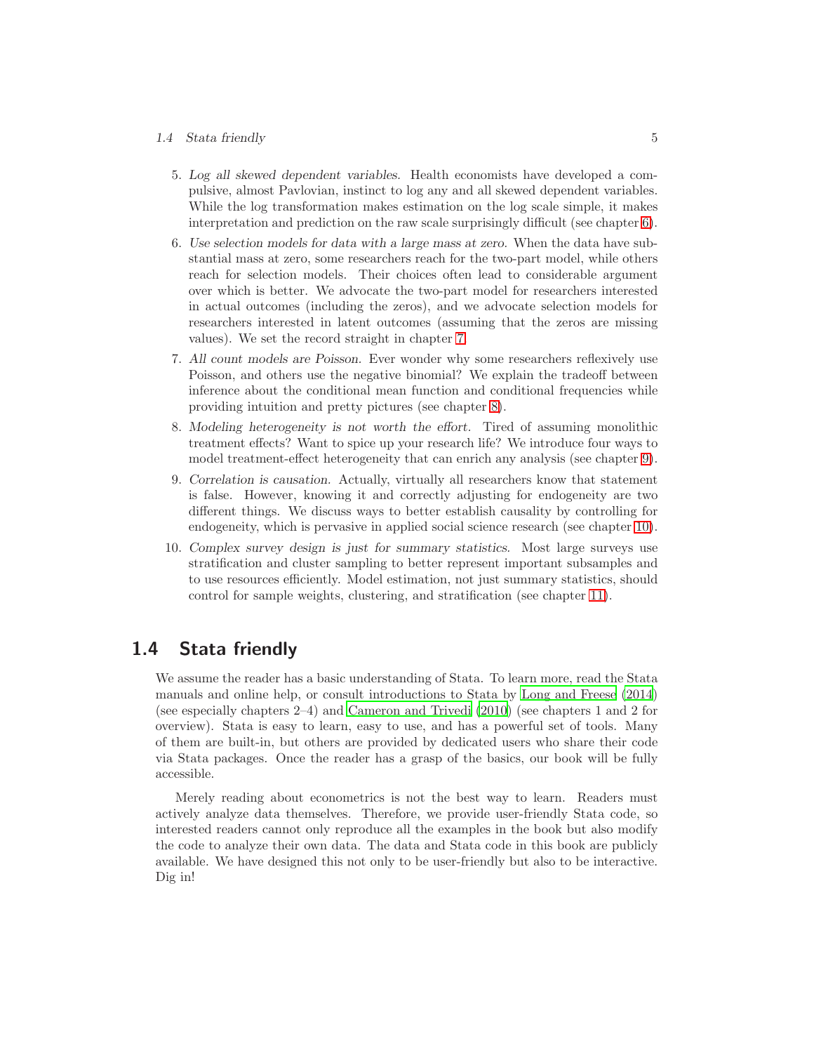5. *Log all skewed dependent variables.* Health economists have developed a compulsive, almost Pavlovian, instinct to log any and all skewed dependent variables. While the log transformation makes estimation on the log scale simple, it makes interpretation and prediction on the raw scale surprisingly difficult (see chapter 6).

6. *Use selection models for data with a large mass at zero.* When the data have substantial mass at zero, some researchers reach for the two-part model, while others reach for selection models. Their choices often lead to considerable argument over which is better. We advocate the two-part model for researchers interested in actual outcomes (including the zeros), and we advocate selection models for researchers interested in latent outcomes (assuming that the zeros are missing values). We set the record straight in chapter 7.

7. *All count models are Poisson.* Ever wonder why some researchers reflexively use Poisson, and others use the negative binomial? We explain the tradeoff between inference about the conditional mean function and conditional frequencies while providing intuition and pretty pictures (see chapter 8).

8. *Modeling heterogeneity is not worth the effort.* Tired of assuming monolithic treatment effects? Want to spice up your research life? We introduce four ways to model treatment-effect heterogeneity that can enrich any analysis (see chapter 9).

9. *Correlation is causation.* Actually, virtually all researchers know that statement is false. However, knowing it and correctly adjusting for endogeneity are two different things. We discuss ways to better establish causality by controlling for endogeneity, which is pervasive in applied social science research (see chapter 10).

10. *Complex survey design is just for summary statistics.* Most large surveys use stratification and cluster sampling to better represent important subsamples and to use resources efficiently. Model estimation, not just summary statistics, should control for sample weights, clustering, and stratification (see chapter 11).

## 1.4 Stata friendly

We assume the reader has a basic understanding of Stata. To learn more, read the Stata manuals and online help, or consult introductions to Stata by Long and Freese (2014) (see especially chapters 2–4) and Cameron and Trivedi (2010) (see chapters 1 and 2 for overview). Stata is easy to learn, easy to use, and has a powerful set of tools. Many of them are built-in, but others are provided by dedicated users who share their code via Stata packages. Once the reader has a grasp of the basics, our book will be fully accessible.

Merely reading about econometrics is not the best way to learn. Readers must actively analyze data themselves. Therefore, we provide user-friendly Stata code, so interested readers cannot only reproduce all the examples in the book but also modify the code to analyze their own data. The data and Stata code in this book are publicly available. We have designed this not only to be user-friendly but also to be interactive. Dig in!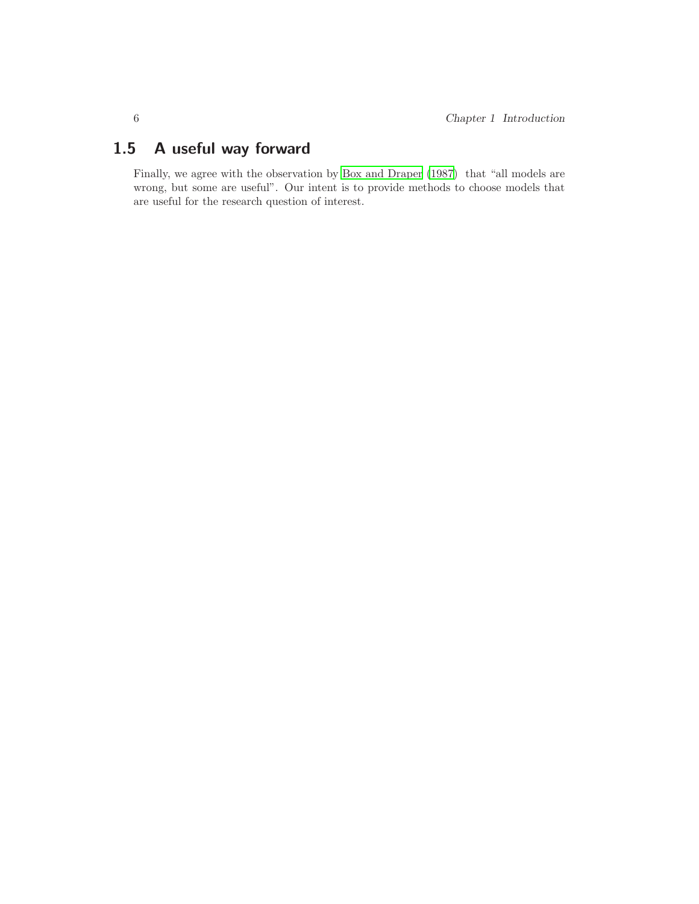## 1.5 A useful way forward

Finally, we agree with the observation by Box and Draper (1987) that "all models are wrong, but some are useful". Our intent is to provide methods to choose models that are useful for the research question of interest.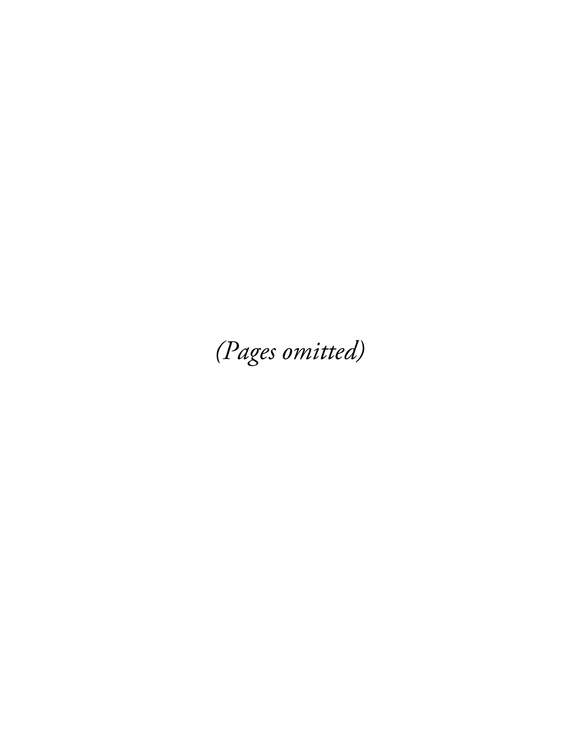*(Pages omitted)*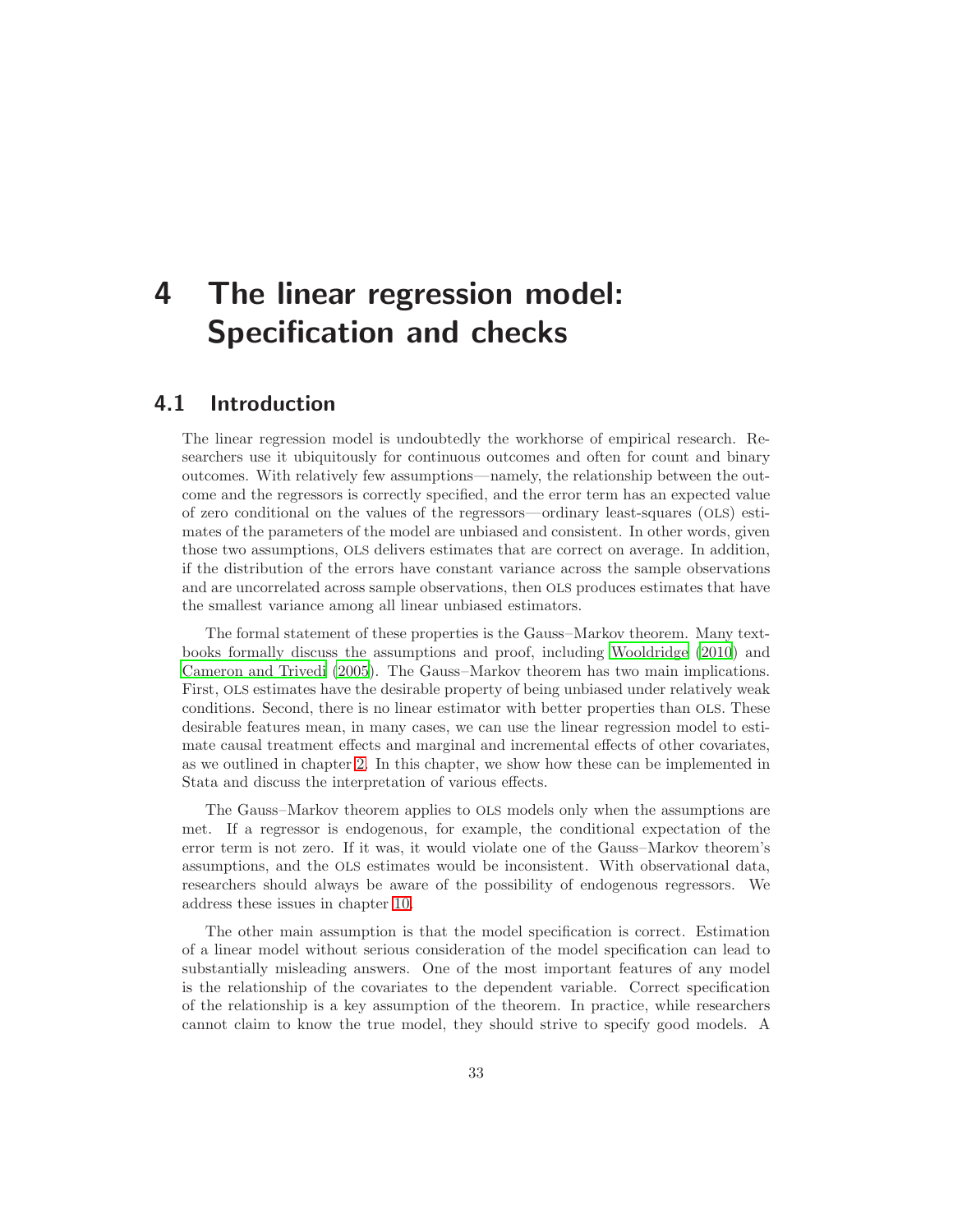# 4 The linear regression model: Specification and checks

## 4.1 Introduction

The linear regression model is undoubtedly the workhorse of empirical research. Researchers use it ubiquitously for continuous outcomes and often for count and binary outcomes. With relatively few assumptions—namely, the relationship between the outcome and the regressors is correctly specified, and the error term has an expected value of zero conditional on the values of the regressors—ordinary least-squares (OLS) estimates of the parameters of the model are unbiased and consistent. In other words, given those two assumptions, OLS delivers estimates that are correct on average. In addition, if the distribution of the errors have constant variance across the sample observations and are uncorrelated across sample observations, then OLS produces estimates that have the smallest variance among all linear unbiased estimators.

The formal statement of these properties is the Gauss–Markov theorem. Many textbooks formally discuss the assumptions and proof, including Wooldridge (2010) and Cameron and Trivedi (2005). The Gauss–Markov theorem has two main implications. First, OLS estimates have the desirable property of being unbiased under relatively weak conditions. Second, there is no linear estimator with better properties than OLS. These desirable features mean, in many cases, we can use the linear regression model to estimate causal treatment effects and marginal and incremental effects of other covariates, as we outlined in chapter 2. In this chapter, we show how these can be implemented in Stata and discuss the interpretation of various effects.

The Gauss–Markov theorem applies to OLS models only when the assumptions are met. If a regressor is endogenous, for example, the conditional expectation of the error term is not zero. If it was, it would violate one of the Gauss–Markov theorem's assumptions, and the OLS estimates would be inconsistent. With observational data, researchers should always be aware of the possibility of endogenous regressors. We address these issues in chapter 10.

The other main assumption is that the model specification is correct. Estimation of a linear model without serious consideration of the model specification can lead to substantially misleading answers. One of the most important features of any model is the relationship of the covariates to the dependent variable. Correct specification of the relationship is a key assumption of the theorem. In practice, while researchers cannot claim to know the true model, they should strive to specify good models. A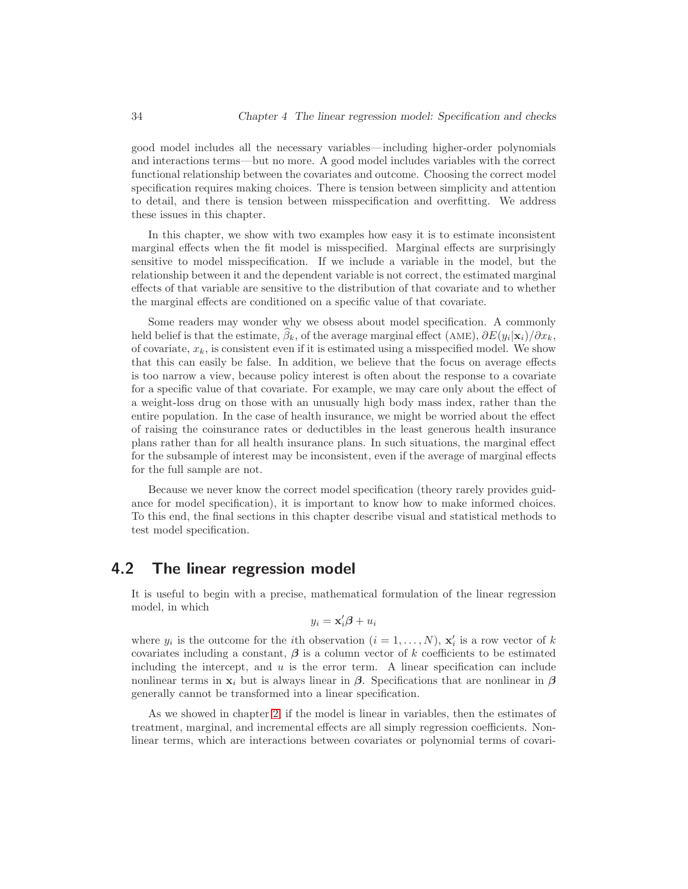good model includes all the necessary variables—including higher-order polynomials and interactions terms—but no more. A good model includes variables with the correct functional relationship between the covariates and outcome. Choosing the correct model specification requires making choices. There is tension between simplicity and attention to detail, and there is tension between misspecification and overfitting. We address these issues in this chapter.

In this chapter, we show with two examples how easy it is to estimate inconsistent marginal effects when the fit model is misspecified. Marginal effects are surprisingly sensitive to model misspecification. If we include a variable in the model, but the relationship between it and the dependent variable is not correct, the estimated marginal effects of that variable are sensitive to the distribution of that covariate and to whether the marginal effects are conditioned on a specific value of that covariate.

Some readers may wonder why we obsess about model specification. A commonly held belief is that the estimate, $\widehat{\beta}_k$, of the average marginal effect (AME), $\partial E(y_i|\mathbf{x}_i)/\partial x_k$, of covariate, $x_k$, is consistent even if it is estimated using a misspecified model. We show that this can easily be false. In addition, we believe that the focus on average effects is too narrow a view, because policy interest is often about the response to a covariate for a specific value of that covariate. For example, we may care only about the effect of a weight-loss drug on those with an unusually high body mass index, rather than the entire population. In the case of health insurance, we might be worried about the effect of raising the coinsurance rates or deductibles in the least generous health insurance plans rather than for all health insurance plans. In such situations, the marginal effect for the subsample of interest may be inconsistent, even if the average of marginal effects for the full sample are not.

Because we never know the correct model specification (theory rarely provides guidance for model specification), it is important to know how to make informed choices. To this end, the final sections in this chapter describe visual and statistical methods to test model specification.

## 4.2 The linear regression model

It is useful to begin with a precise, mathematical formulation of the linear regression model, in which

$$y_i = \mathbf{x}_i'\boldsymbol{\beta} + u_i$$

where $y_i$ is the outcome for the $i$th observation ($i = 1, \ldots, N$), $\mathbf{x}_i'$ is a row vector of $k$ covariates including a constant, $\boldsymbol{\beta}$ is a column vector of $k$ coefficients to be estimated including the intercept, and $u$ is the error term. A linear specification can include nonlinear terms in $\mathbf{x}_i$ but is always linear in $\boldsymbol{\beta}$. Specifications that are nonlinear in $\boldsymbol{\beta}$ generally cannot be transformed into a linear specification.

As we showed in chapter 2, if the model is linear in variables, then the estimates of treatment, marginal, and incremental effects are all simply regression coefficients. Nonlinear terms, which are interactions between covariates or polynomial terms of covari-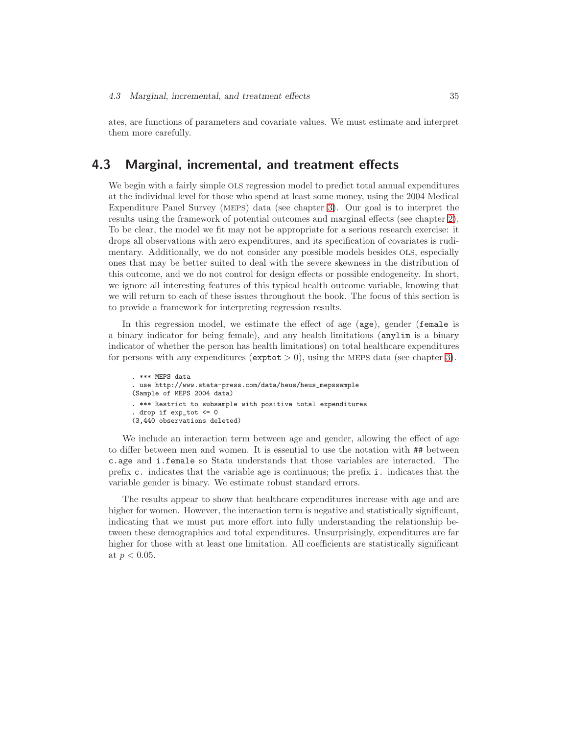ates, are functions of parameters and covariate values. We must estimate and interpret them more carefully.

## 4.3 Marginal, incremental, and treatment effects

We begin with a fairly simple OLS regression model to predict total annual expenditures at the individual level for those who spend at least some money, using the 2004 Medical Expenditure Panel Survey (MEPS) data (see chapter 3). Our goal is to interpret the results using the framework of potential outcomes and marginal effects (see chapter 2). To be clear, the model we fit may not be appropriate for a serious research exercise: it drops all observations with zero expenditures, and its specification of covariates is rudimentary. Additionally, we do not consider any possible models besides OLS, especially ones that may be better suited to deal with the severe skewness in the distribution of this outcome, and we do not control for design effects or possible endogeneity. In short, we ignore all interesting features of this typical health outcome variable, knowing that we will return to each of these issues throughout the book. The focus of this section is to provide a framework for interpreting regression results.

In this regression model, we estimate the effect of age (`age`), gender (`female` is a binary indicator for being female), and any health limitations (`anylim` is a binary indicator of whether the person has health limitations) on total healthcare expenditures for persons with any expenditures (exptot $> 0$), using the MEPS data (see chapter 3).

```
. *** MEPS data
. use http://www.stata-press.com/data/heus/heus_mepssample
(Sample of MEPS 2004 data)
. *** Restrict to subsample with positive total expenditures
. drop if exp_tot <= 0
(3,440 observations deleted)
```

We include an interaction term between age and gender, allowing the effect of age to differ between men and women. It is essential to use the notation with `##` between `c.age` and `i.female` so Stata understands that those variables are interacted. The prefix `c.` indicates that the variable age is continuous; the prefix `i.` indicates that the variable gender is binary. We estimate robust standard errors.

The results appear to show that healthcare expenditures increase with age and are higher for women. However, the interaction term is negative and statistically significant, indicating that we must put more effort into fully understanding the relationship between these demographics and total expenditures. Unsurprisingly, expenditures are far higher for those with at least one limitation. All coefficients are statistically significant at $p < 0.05$.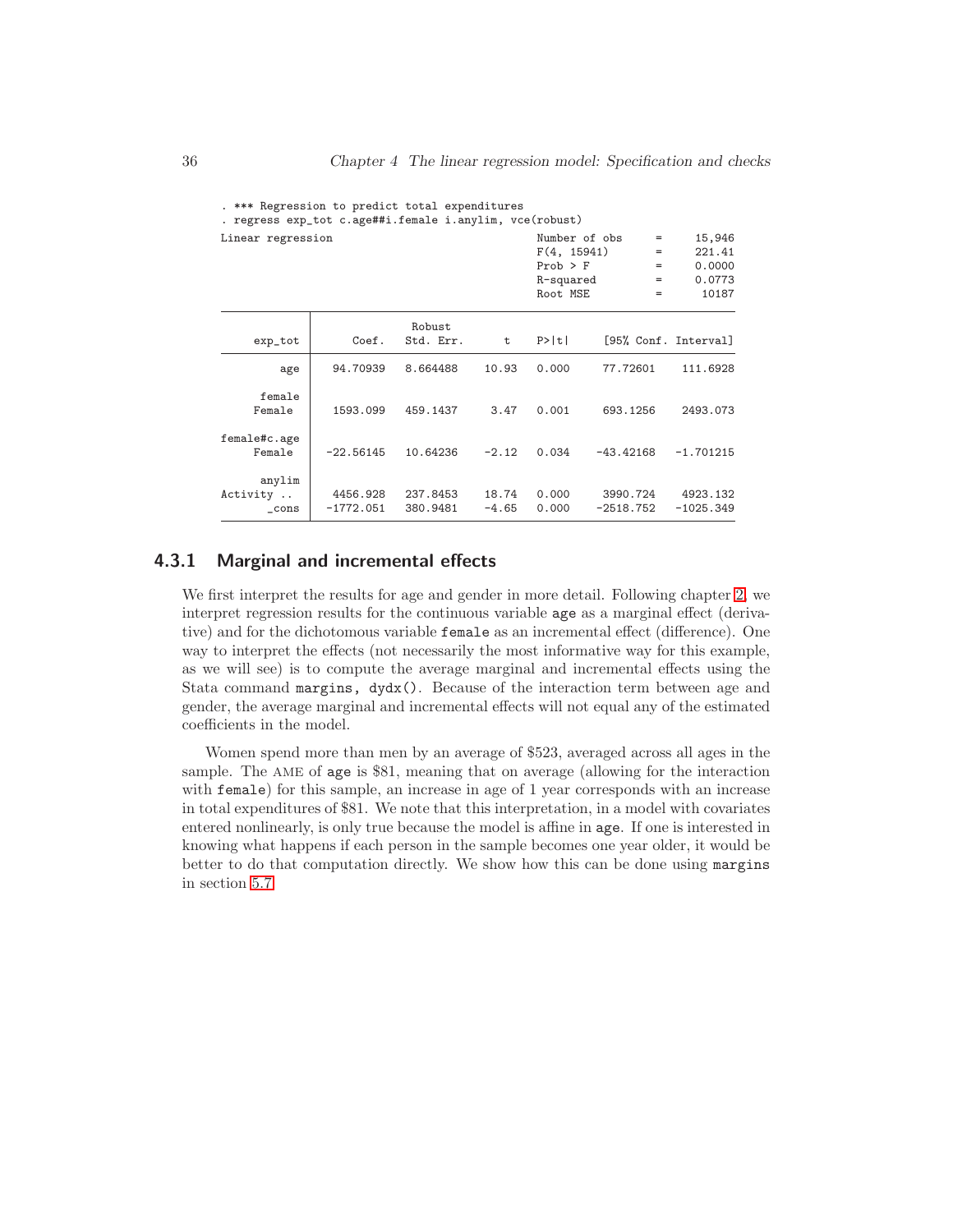```
. *** Regression to predict total expenditures
. regress exp_tot c.age##i.female i.anylim, vce(robust)

Linear regression                               Number of obs     =     15,946
                                                F(4, 15941)       =     221.41
                                                Prob > F          =     0.0000
                                                R-squared         =     0.0773
                                                Root MSE          =      10187

------------------------------------------------------------------------------
             |               Robust
     exp_tot |      Coef.   Std. Err.      t    P>|t|     [95% Conf. Interval]
-------------+----------------------------------------------------------------
         age |   94.70939   8.664488    10.93   0.000     77.72601    111.6928
             |
      female |
      Female |   1593.099   459.1437     3.47   0.001     693.1256    2493.073
             |
female#c.age |
      Female |  -22.56145   10.64236    -2.12   0.034    -43.42168   -1.701215
             |
      anylim |
  Activity ..|   4456.928   237.8453    18.74   0.000     3990.724    4923.132
       _cons |  -1772.051   380.9481    -4.65   0.000    -2518.752   -1025.349
------------------------------------------------------------------------------
```

### 4.3.1 Marginal and incremental effects

We first interpret the results for age and gender in more detail. Following chapter 2, we interpret regression results for the continuous variable `age` as a marginal effect (derivative) and for the dichotomous variable `female` as an incremental effect (difference). One way to interpret the effects (not necessarily the most informative way for this example, as we will see) is to compute the average marginal and incremental effects using the Stata command `margins, dydx()`. Because of the interaction term between age and gender, the average marginal and incremental effects will not equal any of the estimated coefficients in the model.

Women spend more than men by an average of \$523, averaged across all ages in the sample. The AME of `age` is \$81, meaning that on average (allowing for the interaction with `female`) for this sample, an increase in age of 1 year corresponds with an increase in total expenditures of \$81. We note that this interpretation, in a model with covariates entered nonlinearly, is only true because the model is affine in `age`. If one is interested in knowing what happens if each person in the sample becomes one year older, it would be better to do that computation directly. We show how this can be done using `margins` in section 5.7.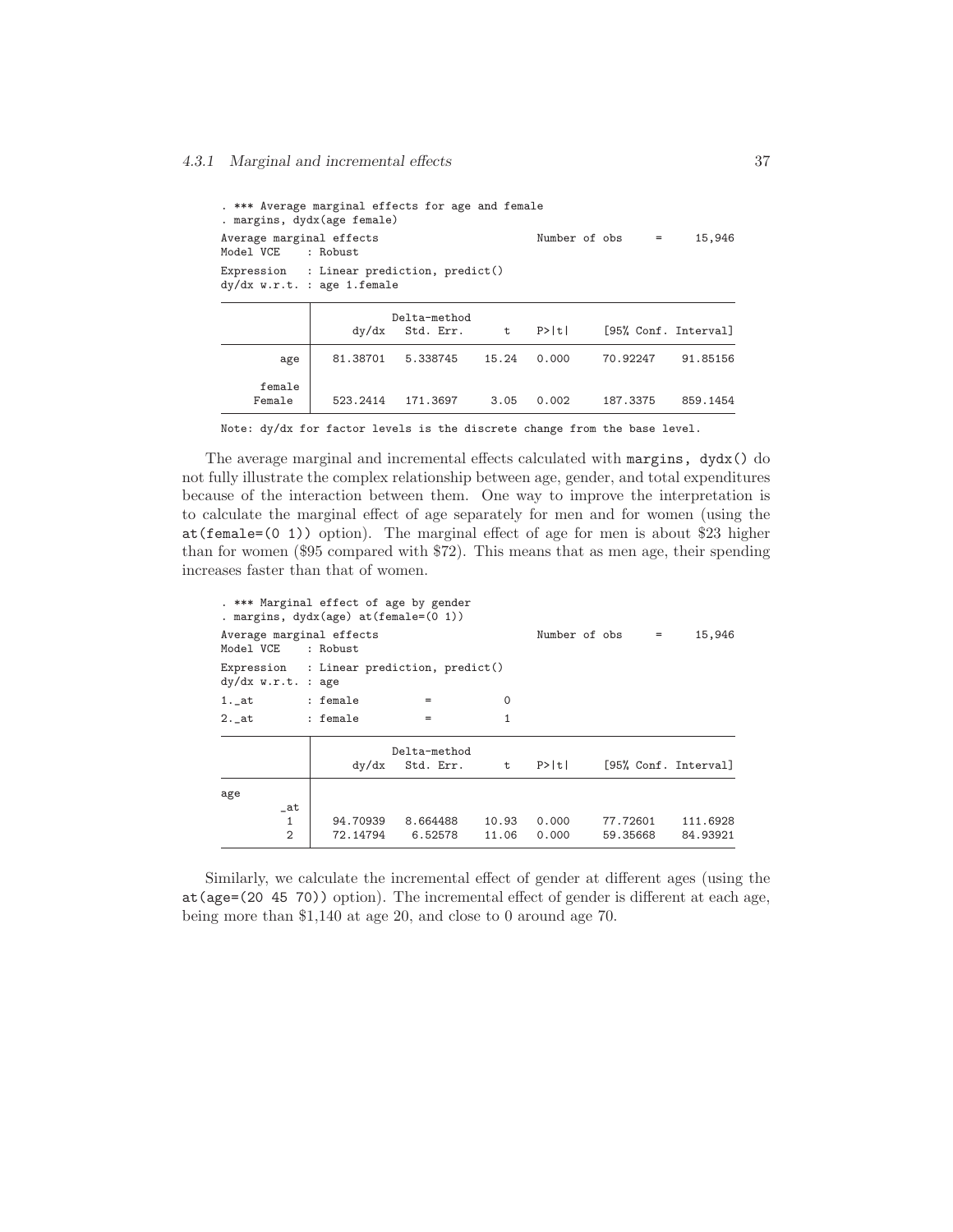```
. *** Average marginal effects for age and female
. margins, dydx(age female)

Average marginal effects                        Number of obs     =     15,946
Model VCE    : Robust

Expression   : Linear prediction, predict()
dy/dx w.r.t. : age 1.female

------------------------------------------------------------------------------
             |            Delta-method
             |      dy/dx   Std. Err.      t    P>|t|     [95% Conf. Interval]
-------------+----------------------------------------------------------------
         age |   81.38701   5.338745    15.24   0.000     70.92247    91.85156
             |
      female |
      Female |   523.2414   171.3697     3.05   0.002     187.3375    859.1454
------------------------------------------------------------------------------
Note: dy/dx for factor levels is the discrete change from the base level.
```

The average marginal and incremental effects calculated with `margins, dydx()` do not fully illustrate the complex relationship between age, gender, and total expenditures because of the interaction between them. One way to improve the interpretation is to calculate the marginal effect of age separately for men and for women (using the `at(female=(0 1))` option). The marginal effect of age for men is about $23 higher than for women ($95 compared with $72). This means that as men age, their spending increases faster than that of women.

```
. *** Marginal effect of age by gender
. margins, dydx(age) at(female=(0 1))

Average marginal effects                        Number of obs     =     15,946
Model VCE    : Robust

Expression   : Linear prediction, predict()
dy/dx w.r.t. : age

1._at        : female          =           0

2._at        : female          =           1

------------------------------------------------------------------------------
             |            Delta-method
             |      dy/dx   Std. Err.      t    P>|t|     [95% Conf. Interval]
-------------+----------------------------------------------------------------
age          |
         _at |
          1  |   94.70939   8.664488    10.93   0.000     77.72601    111.6928
          2  |   72.14794    6.52578    11.06   0.000     59.35668    84.93921
------------------------------------------------------------------------------
```

Similarly, we calculate the incremental effect of gender at different ages (using the `at(age=(20 45 70))` option). The incremental effect of gender is different at each age, being more than $1,140 at age 20, and close to 0 around age 70.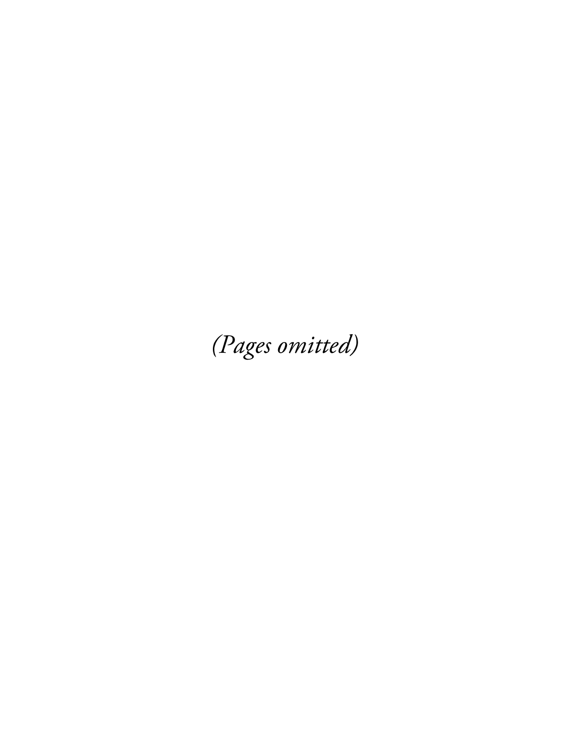*(Pages omitted)*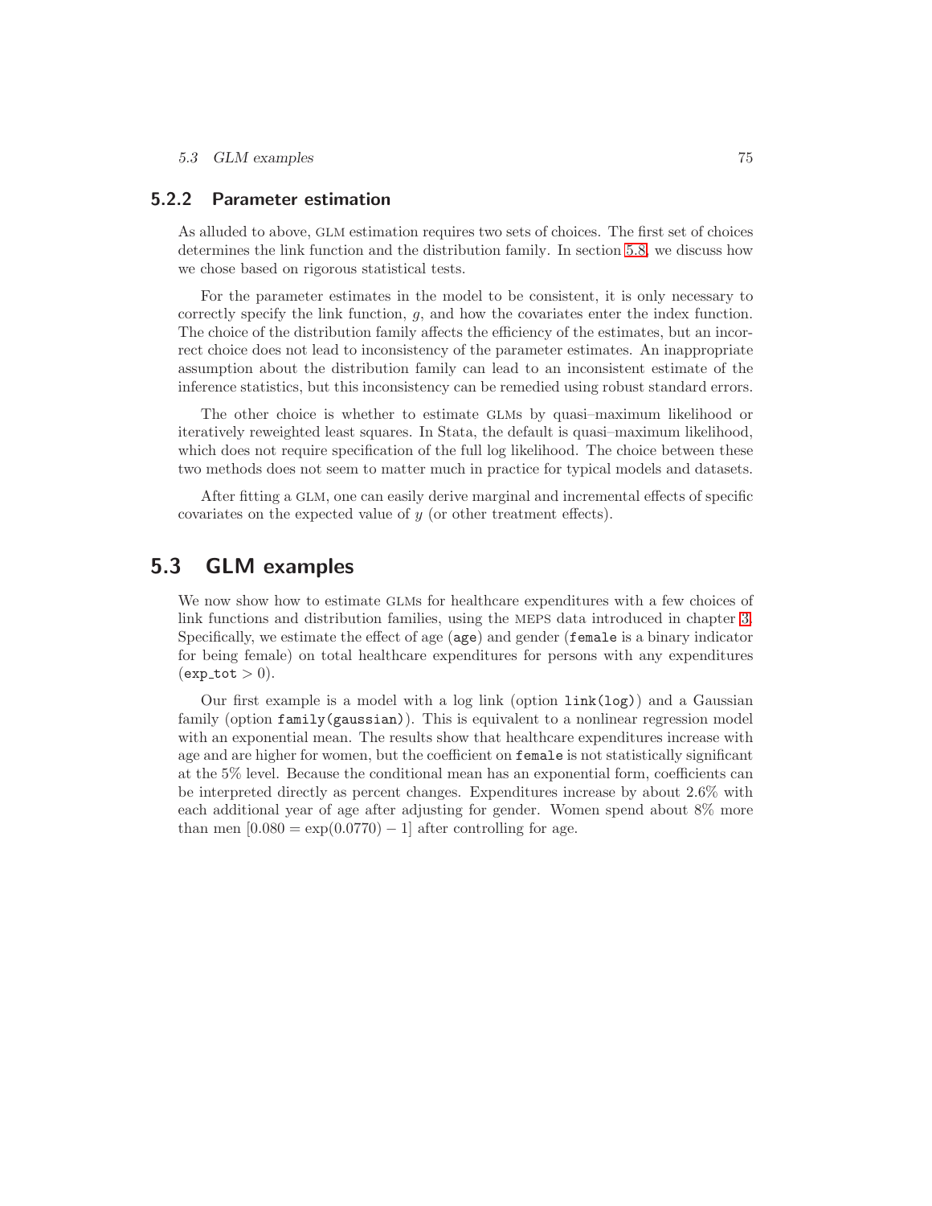### 5.2.2 Parameter estimation

As alluded to above, GLM estimation requires two sets of choices. The first set of choices determines the link function and the distribution family. In section 5.8, we discuss how we chose based on rigorous statistical tests.

For the parameter estimates in the model to be consistent, it is only necessary to correctly specify the link function, $g$, and how the covariates enter the index function. The choice of the distribution family affects the efficiency of the estimates, but an incorrect choice does not lead to inconsistency of the parameter estimates. An inappropriate assumption about the distribution family can lead to an inconsistent estimate of the inference statistics, but this inconsistency can be remedied using robust standard errors.

The other choice is whether to estimate GLMs by quasi–maximum likelihood or iteratively reweighted least squares. In Stata, the default is quasi–maximum likelihood, which does not require specification of the full log likelihood. The choice between these two methods does not seem to matter much in practice for typical models and datasets.

After fitting a GLM, one can easily derive marginal and incremental effects of specific covariates on the expected value of $y$ (or other treatment effects).

## 5.3 GLM examples

We now show how to estimate GLMs for healthcare expenditures with a few choices of link functions and distribution families, using the MEPS data introduced in chapter 3. Specifically, we estimate the effect of age (`age`) and gender (`female` is a binary indicator for being female) on total healthcare expenditures for persons with any expenditures (`exp_tot` $> 0$).

Our first example is a model with a log link (option `link(log)`) and a Gaussian family (option `family(gaussian)`). This is equivalent to a nonlinear regression model with an exponential mean. The results show that healthcare expenditures increase with age and are higher for women, but the coefficient on `female` is not statistically significant at the 5% level. Because the conditional mean has an exponential form, coefficients can be interpreted directly as percent changes. Expenditures increase by about 2.6% with each additional year of age after adjusting for gender. Women spend about 8% more than men $[0.080 = \exp(0.0770) - 1]$ after controlling for age.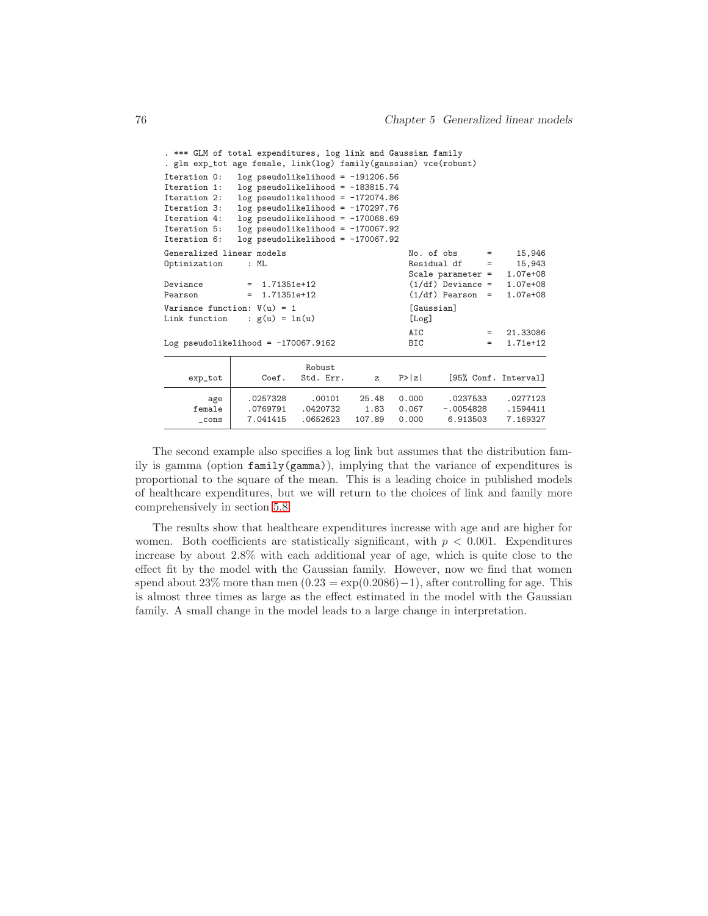```
. *** GLM of total expenditures, log link and Gaussian family
. glm exp_tot age female, link(log) family(gaussian) vce(robust)
Iteration 0:   log pseudolikelihood = -191206.56
Iteration 1:   log pseudolikelihood = -183815.74
Iteration 2:   log pseudolikelihood = -172074.86
Iteration 3:   log pseudolikelihood = -170297.76
Iteration 4:   log pseudolikelihood = -170068.69
Iteration 5:   log pseudolikelihood = -170067.92
Iteration 6:   log pseudolikelihood = -170067.92

Generalized linear models                          No. of obs      =     15,946
Optimization     : ML                              Residual df     =     15,943
                                                   Scale parameter =   1.07e+08
Deviance         =  1.71351e+12                    (1/df) Deviance =   1.07e+08
Pearson          =  1.71351e+12                    (1/df) Pearson  =   1.07e+08

Variance function: V(u) = 1                        [Gaussian]
Link function    : g(u) = ln(u)                    [Log]

                                                   AIC             =   21.33086
Log pseudolikelihood = -170067.9162                BIC             =   1.71e+12

------------------------------------------------------------------------------
             |               Robust
     exp_tot |      Coef.   Std. Err.      z    P>|z|     [95% Conf. Interval]
-------------+----------------------------------------------------------------
         age |   .0257328     .00101    25.48   0.000     .0237533    .0277123
      female |   .0769791   .0420732     1.83   0.067    -.0054828    .1594411
       _cons |   7.041415   .0652623   107.89   0.000     6.913503    7.169327
------------------------------------------------------------------------------
```

The second example also specifies a log link but assumes that the distribution family is gamma (option `family(gamma)`), implying that the variance of expenditures is proportional to the square of the mean. This is a leading choice in published models of healthcare expenditures, but we will return to the choices of link and family more comprehensively in section 5.8.

The results show that healthcare expenditures increase with age and are higher for women. Both coefficients are statistically significant, with $p < 0.001$. Expenditures increase by about 2.8% with each additional year of age, which is quite close to the effect fit by the model with the Gaussian family. However, now we find that women spend about 23% more than men ($0.23 = \exp(0.2086) - 1$), after controlling for age. This is almost three times as large as the effect estimated in the model with the Gaussian family. A small change in the model leads to a large change in interpretation.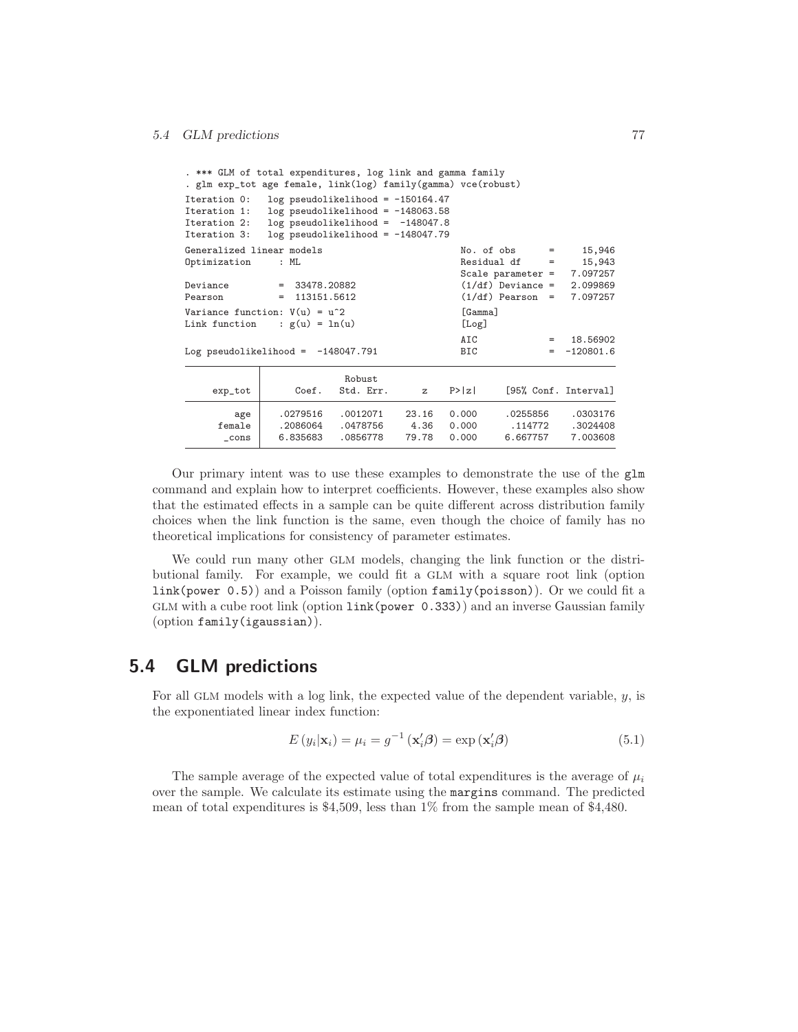```
. *** GLM of total expenditures, log link and gamma family
. glm exp_tot age female, link(log) family(gamma) vce(robust)
Iteration 0:   log pseudolikelihood = -150164.47
Iteration 1:   log pseudolikelihood = -148063.58
Iteration 2:   log pseudolikelihood =  -148047.8
Iteration 3:   log pseudolikelihood = -148047.79

Generalized linear models                         No. of obs      =     15,946
Optimization     : ML                             Residual df     =     15,943
                                                  Scale parameter =   7.097257
Deviance         =  33478.20882                   (1/df) Deviance =   2.099869
Pearson          =  113151.5612                   (1/df) Pearson  =   7.097257

Variance function: V(u) = u^2                     [Gamma]
Link function    : g(u) = ln(u)                   [Log]

                                                  AIC             =   18.56902
Log pseudolikelihood =  -148047.791               BIC             =  -120801.6

------------------------------------------------------------------------------
             |               Robust
     exp_tot |      Coef.   Std. Err.      z    P>|z|     [95% Conf. Interval]
-------------+----------------------------------------------------------------
         age |   .0279516   .0012071    23.16   0.000     .0255856    .0303176
      female |   .2086064   .0478756     4.36   0.000      .114772    .3024408
       _cons |   6.835683   .0856778    79.78   0.000     6.667757    7.003608
------------------------------------------------------------------------------
```

Our primary intent was to use these examples to demonstrate the use of the glm command and explain how to interpret coefficients. However, these examples also show that the estimated effects in a sample can be quite different across distribution family choices when the link function is the same, even though the choice of family has no theoretical implications for consistency of parameter estimates.

We could run many other GLM models, changing the link function or the distributional family. For example, we could fit a GLM with a square root link (option link(power 0.5)) and a Poisson family (option family(poisson)). Or we could fit a GLM with a cube root link (option link(power 0.333)) and an inverse Gaussian family (option family(igaussian)).

## 5.4 GLM predictions

For all GLM models with a log link, the expected value of the dependent variable, $y$, is the exponentiated linear index function:

$$E(y_i|\mathbf{x}_i) = \mu_i = g^{-1}(\mathbf{x}_i'\boldsymbol{\beta}) = \exp(\mathbf{x}_i'\boldsymbol{\beta}) \tag{5.1}$$

The sample average of the expected value of total expenditures is the average of $\mu_i$ over the sample. We calculate its estimate using the margins command. The predicted mean of total expenditures is \$4,509, less than 1% from the sample mean of \$4,480.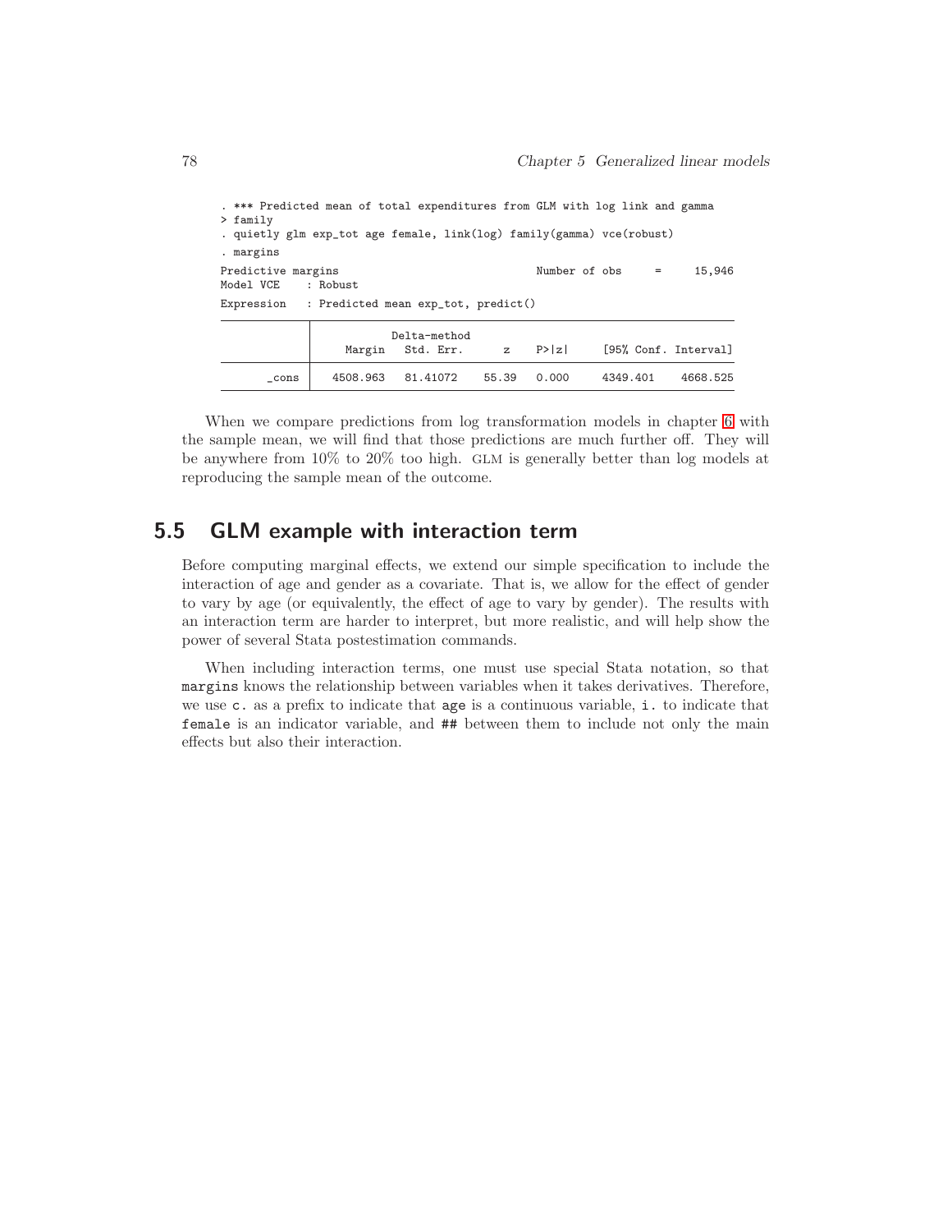```
. *** Predicted mean of total expenditures from GLM with log link and gamma
> family
. quietly glm exp_tot age female, link(log) family(gamma) vce(robust)
. margins
Predictive margins                              Number of obs     =     15,946
Model VCE    : Robust

Expression   : Predicted mean exp_tot, predict()

------------------------------------------------------------------------------
             |            Delta-method
             |     Margin   Std. Err.      z    P>|z|     [95% Conf. Interval]
-------------+----------------------------------------------------------------
       _cons |   4508.963   81.41072    55.39   0.000     4349.401    4668.525
------------------------------------------------------------------------------
```

When we compare predictions from log transformation models in chapter 6 with the sample mean, we will find that those predictions are much further off. They will be anywhere from 10% to 20% too high. GLM is generally better than log models at reproducing the sample mean of the outcome.

## 5.5 GLM example with interaction term

Before computing marginal effects, we extend our simple specification to include the interaction of age and gender as a covariate. That is, we allow for the effect of gender to vary by age (or equivalently, the effect of age to vary by gender). The results with an interaction term are harder to interpret, but more realistic, and will help show the power of several Stata postestimation commands.

When including interaction terms, one must use special Stata notation, so that `margins` knows the relationship between variables when it takes derivatives. Therefore, we use `c.` as a prefix to indicate that `age` is a continuous variable, `i.` to indicate that `female` is an indicator variable, and `##` between them to include not only the main effects but also their interaction.